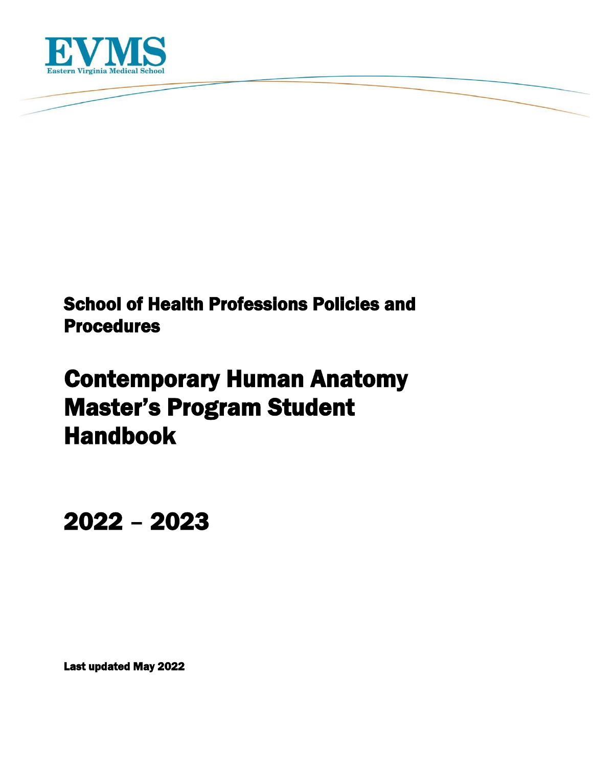EVMS
Eastern Virginia Medical School

## School of Health Professions Policies and Procedures

# Contemporary Human Anatomy Master's Program Student Handbook

# 2022 – 2023

**Last updated May 2022**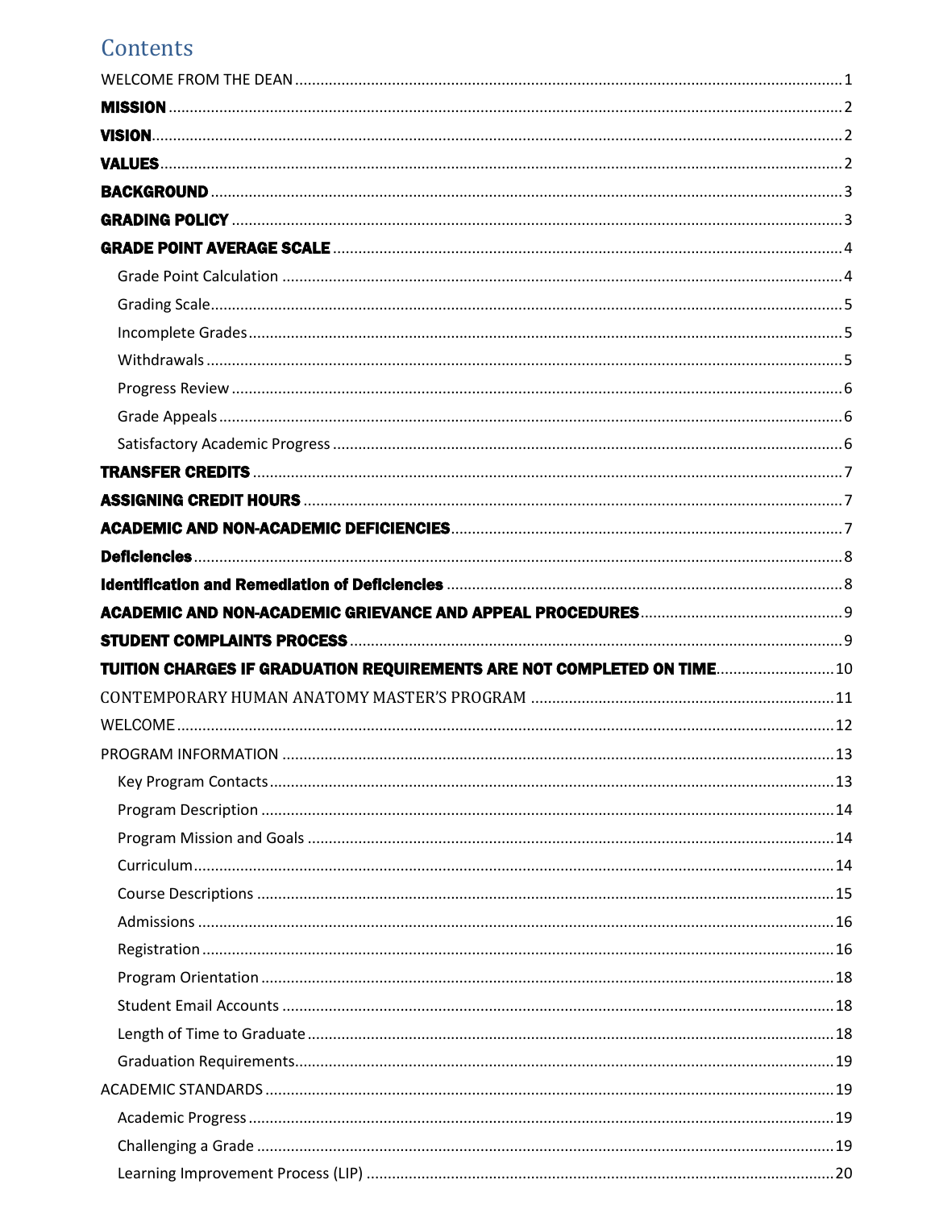# Contents

WELCOME FROM THE DEAN ........ 1
**MISSION** ........ 2
**VISION** ........ 2
**VALUES** ........ 2
**BACKGROUND** ........ 3
**GRADING POLICY** ........ 3
**GRADE POINT AVERAGE SCALE** ........ 4
- Grade Point Calculation ........ 4
- Grading Scale ........ 5
- Incomplete Grades ........ 5
- Withdrawals ........ 5
- Progress Review ........ 6
- Grade Appeals ........ 6
- Satisfactory Academic Progress ........ 6

**TRANSFER CREDITS** ........ 7
**ASSIGNING CREDIT HOURS** ........ 7
**ACADEMIC AND NON-ACADEMIC DEFICIENCIES** ........ 7
**Deficiencies** ........ 8
**Identification and Remediation of Deficiencies** ........ 8
**ACADEMIC AND NON-ACADEMIC GRIEVANCE AND APPEAL PROCEDURES** ........ 9
**STUDENT COMPLAINTS PROCESS** ........ 9
**TUITION CHARGES IF GRADUATION REQUIREMENTS ARE NOT COMPLETED ON TIME** ........ 10
CONTEMPORARY HUMAN ANATOMY MASTER'S PROGRAM ........ 11
WELCOME ........ 12
PROGRAM INFORMATION ........ 13
- Key Program Contacts ........ 13
- Program Description ........ 14
- Program Mission and Goals ........ 14
- Curriculum ........ 14
- Course Descriptions ........ 15
- Admissions ........ 16
- Registration ........ 16
- Program Orientation ........ 18
- Student Email Accounts ........ 18
- Length of Time to Graduate ........ 18
- Graduation Requirements ........ 19

ACADEMIC STANDARDS ........ 19
- Academic Progress ........ 19
- Challenging a Grade ........ 19
- Learning Improvement Process (LIP) ........ 20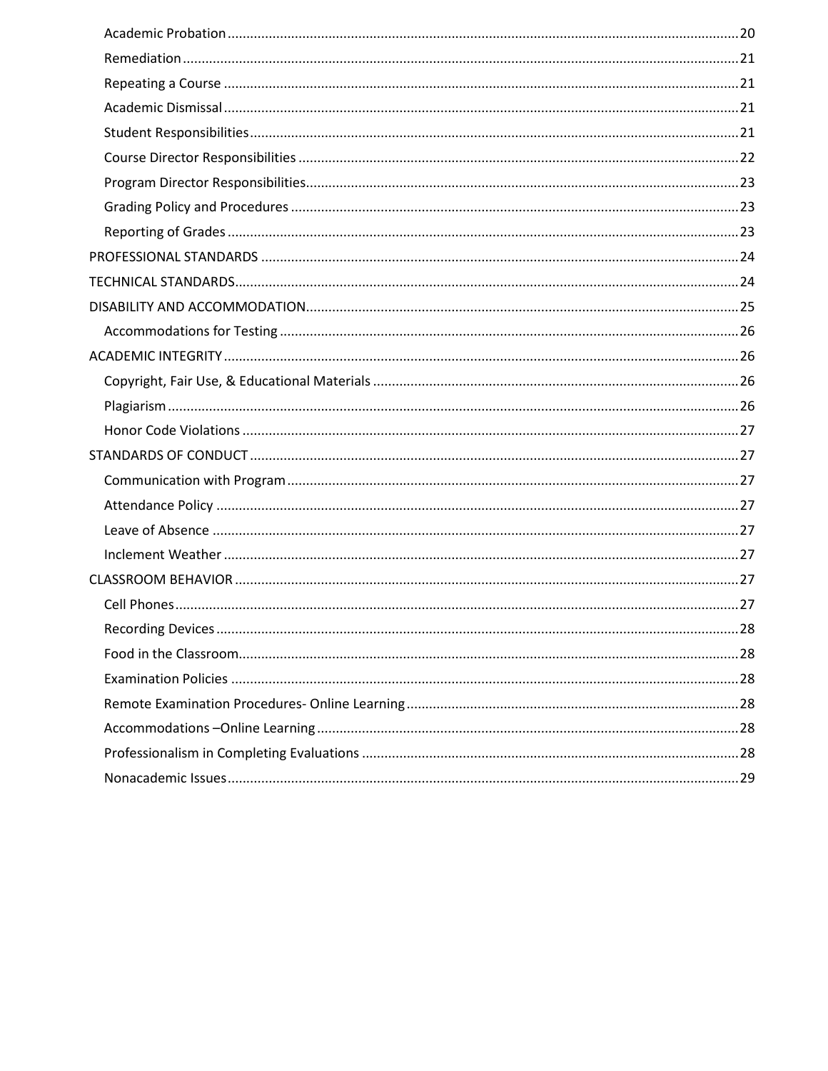- Academic Probation ........ 20
- Remediation ........ 21
- Repeating a Course ........ 21
- Academic Dismissal ........ 21
- Student Responsibilities ........ 21
- Course Director Responsibilities ........ 22
- Program Director Responsibilities ........ 23
- Grading Policy and Procedures ........ 23
- Reporting of Grades ........ 23

PROFESSIONAL STANDARDS ........ 24

TECHNICAL STANDARDS ........ 24

DISABILITY AND ACCOMMODATION ........ 25

- Accommodations for Testing ........ 26

ACADEMIC INTEGRITY ........ 26

- Copyright, Fair Use, & Educational Materials ........ 26
- Plagiarism ........ 26
- Honor Code Violations ........ 27

STANDARDS OF CONDUCT ........ 27

- Communication with Program ........ 27
- Attendance Policy ........ 27
- Leave of Absence ........ 27
- Inclement Weather ........ 27

CLASSROOM BEHAVIOR ........ 27

- Cell Phones ........ 27
- Recording Devices ........ 28
- Food in the Classroom ........ 28
- Examination Policies ........ 28
- Remote Examination Procedures- Online Learning ........ 28
- Accommodations –Online Learning ........ 28
- Professionalism in Completing Evaluations ........ 28
- Nonacademic Issues ........ 29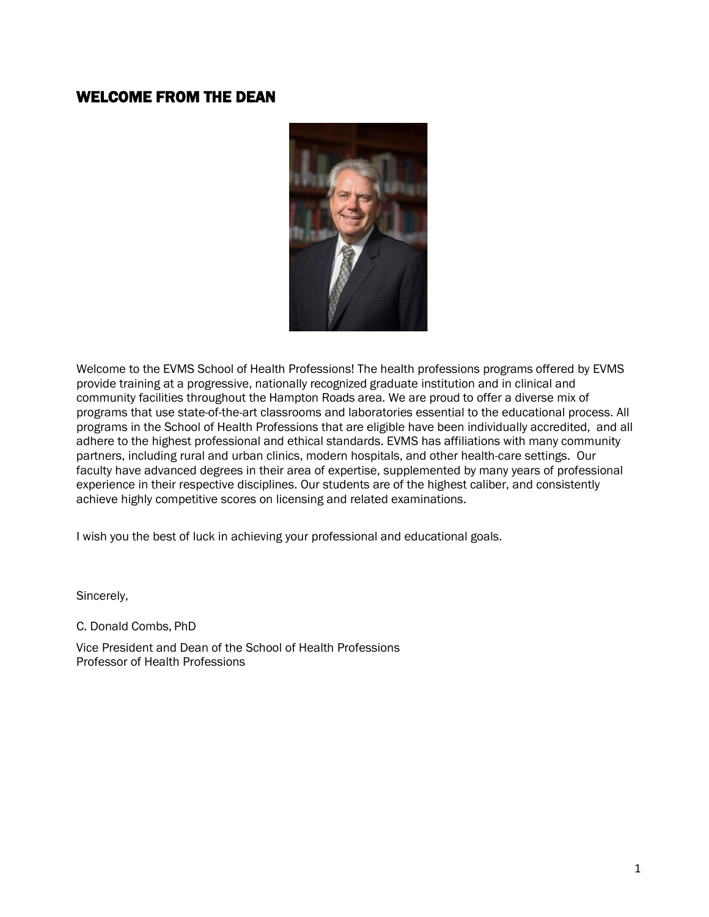## WELCOME FROM THE DEAN

Welcome to the EVMS School of Health Professions! The health professions programs offered by EVMS provide training at a progressive, nationally recognized graduate institution and in clinical and community facilities throughout the Hampton Roads area. We are proud to offer a diverse mix of programs that use state-of-the-art classrooms and laboratories essential to the educational process. All programs in the School of Health Professions that are eligible have been individually accredited, and all adhere to the highest professional and ethical standards. EVMS has affiliations with many community partners, including rural and urban clinics, modern hospitals, and other health-care settings. Our faculty have advanced degrees in their area of expertise, supplemented by many years of professional experience in their respective disciplines. Our students are of the highest caliber, and consistently achieve highly competitive scores on licensing and related examinations.

I wish you the best of luck in achieving your professional and educational goals.

Sincerely,

C. Donald Combs, PhD

Vice President and Dean of the School of Health Professions
Professor of Health Professions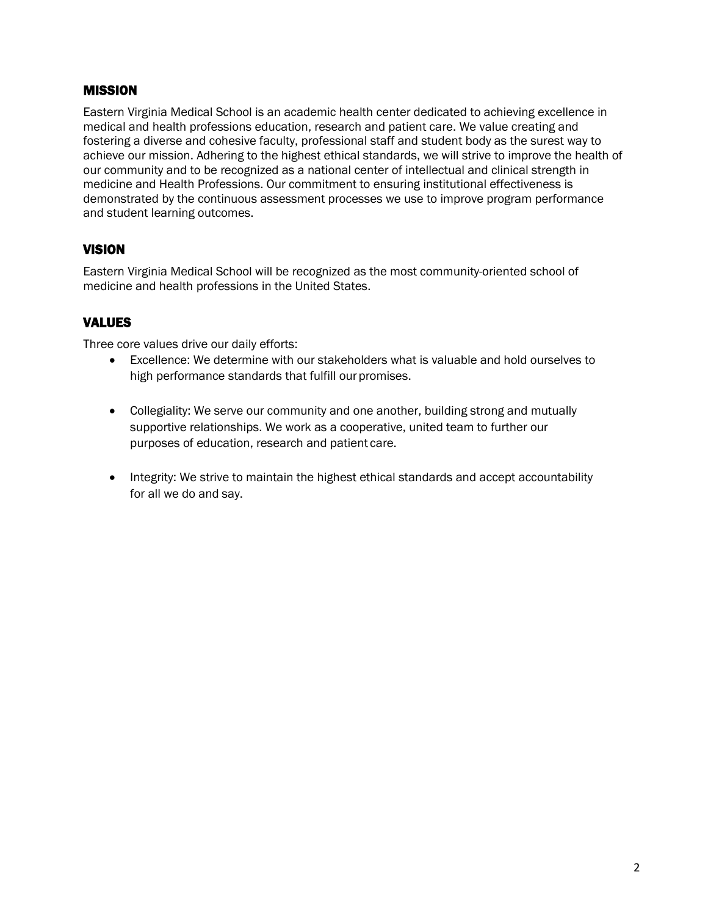## MISSION

Eastern Virginia Medical School is an academic health center dedicated to achieving excellence in medical and health professions education, research and patient care. We value creating and fostering a diverse and cohesive faculty, professional staff and student body as the surest way to achieve our mission. Adhering to the highest ethical standards, we will strive to improve the health of our community and to be recognized as a national center of intellectual and clinical strength in medicine and Health Professions. Our commitment to ensuring institutional effectiveness is demonstrated by the continuous assessment processes we use to improve program performance and student learning outcomes.

## VISION

Eastern Virginia Medical School will be recognized as the most community-oriented school of medicine and health professions in the United States.

## VALUES

Three core values drive our daily efforts:

- Excellence: We determine with our stakeholders what is valuable and hold ourselves to high performance standards that fulfill our promises.

- Collegiality: We serve our community and one another, building strong and mutually supportive relationships. We work as a cooperative, united team to further our purposes of education, research and patient care.

- Integrity: We strive to maintain the highest ethical standards and accept accountability for all we do and say.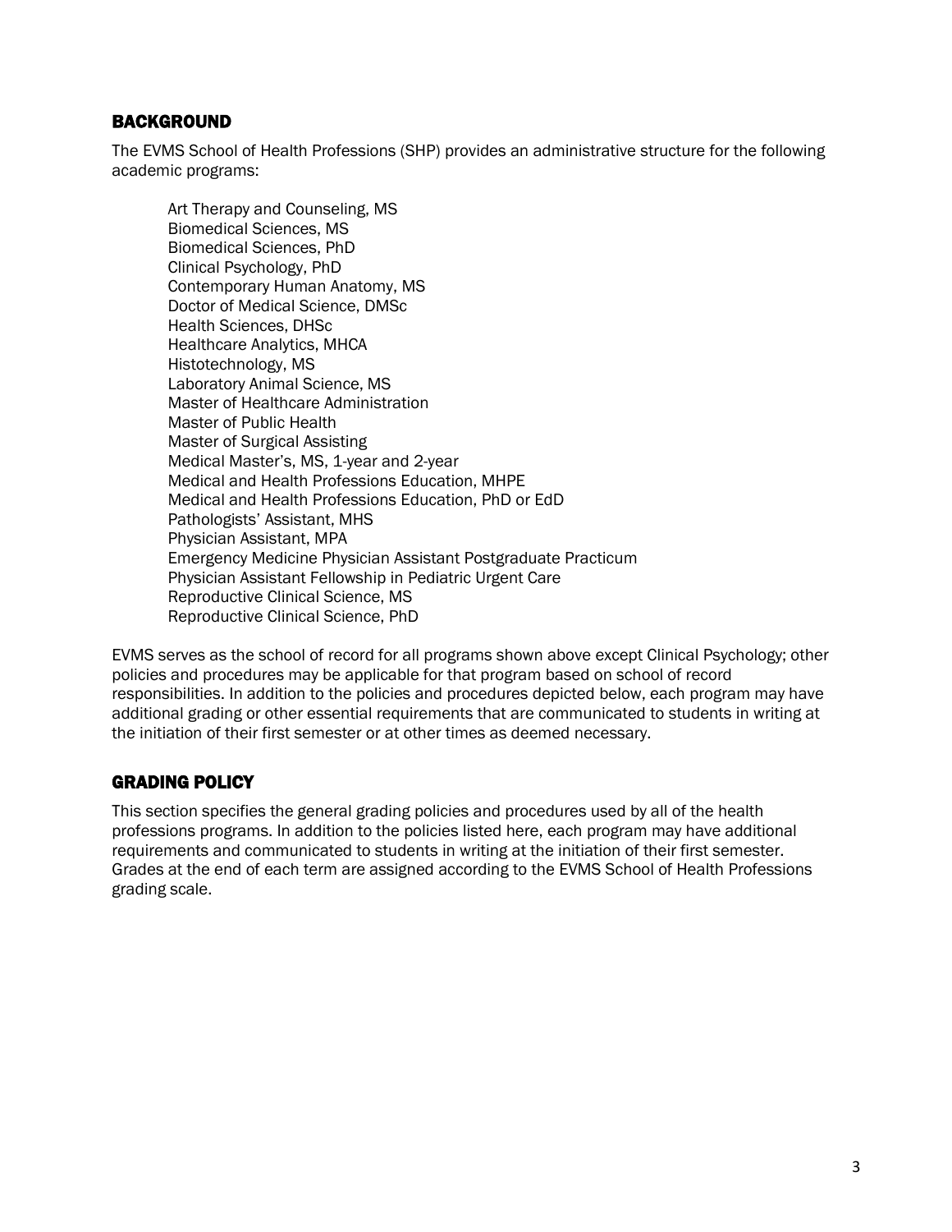## BACKGROUND

The EVMS School of Health Professions (SHP) provides an administrative structure for the following academic programs:

Art Therapy and Counseling, MS
Biomedical Sciences, MS
Biomedical Sciences, PhD
Clinical Psychology, PhD
Contemporary Human Anatomy, MS
Doctor of Medical Science, DMSc
Health Sciences, DHSc
Healthcare Analytics, MHCA
Histotechnology, MS
Laboratory Animal Science, MS
Master of Healthcare Administration
Master of Public Health
Master of Surgical Assisting
Medical Master's, MS, 1-year and 2-year
Medical and Health Professions Education, MHPE
Medical and Health Professions Education, PhD or EdD
Pathologists' Assistant, MHS
Physician Assistant, MPA
Emergency Medicine Physician Assistant Postgraduate Practicum
Physician Assistant Fellowship in Pediatric Urgent Care
Reproductive Clinical Science, MS
Reproductive Clinical Science, PhD

EVMS serves as the school of record for all programs shown above except Clinical Psychology; other policies and procedures may be applicable for that program based on school of record responsibilities. In addition to the policies and procedures depicted below, each program may have additional grading or other essential requirements that are communicated to students in writing at the initiation of their first semester or at other times as deemed necessary.

## GRADING POLICY

This section specifies the general grading policies and procedures used by all of the health professions programs. In addition to the policies listed here, each program may have additional requirements and communicated to students in writing at the initiation of their first semester. Grades at the end of each term are assigned according to the EVMS School of Health Professions grading scale.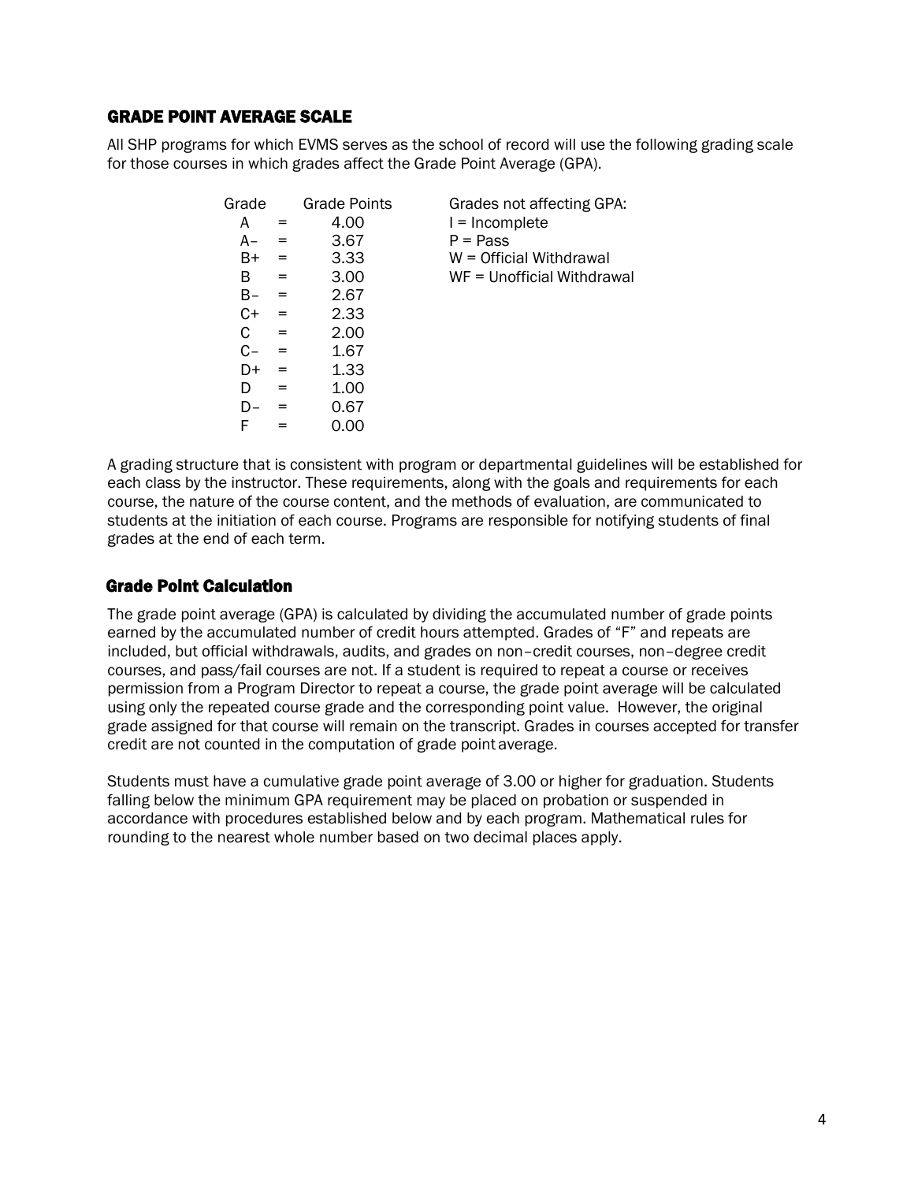## GRADE POINT AVERAGE SCALE

All SHP programs for which EVMS serves as the school of record will use the following grading scale for those courses in which grades affect the Grade Point Average (GPA).

| Grade | | Grade Points |
|---|---|---|
| A | = | 4.00 |
| A– | = | 3.67 |
| B+ | = | 3.33 |
| B | = | 3.00 |
| B– | = | 2.67 |
| C+ | = | 2.33 |
| C | = | 2.00 |
| C– | = | 1.67 |
| D+ | = | 1.33 |
| D | = | 1.00 |
| D– | = | 0.67 |
| F | = | 0.00 |

Grades not affecting GPA:
I = Incomplete
P = Pass
W = Official Withdrawal
WF = Unofficial Withdrawal

A grading structure that is consistent with program or departmental guidelines will be established for each class by the instructor. These requirements, along with the goals and requirements for each course, the nature of the course content, and the methods of evaluation, are communicated to students at the initiation of each course. Programs are responsible for notifying students of final grades at the end of each term.

### Grade Point Calculation

The grade point average (GPA) is calculated by dividing the accumulated number of grade points earned by the accumulated number of credit hours attempted. Grades of "F" and repeats are included, but official withdrawals, audits, and grades on non–credit courses, non–degree credit courses, and pass/fail courses are not. If a student is required to repeat a course or receives permission from a Program Director to repeat a course, the grade point average will be calculated using only the repeated course grade and the corresponding point value. However, the original grade assigned for that course will remain on the transcript. Grades in courses accepted for transfer credit are not counted in the computation of grade point average.

Students must have a cumulative grade point average of 3.00 or higher for graduation. Students falling below the minimum GPA requirement may be placed on probation or suspended in accordance with procedures established below and by each program. Mathematical rules for rounding to the nearest whole number based on two decimal places apply.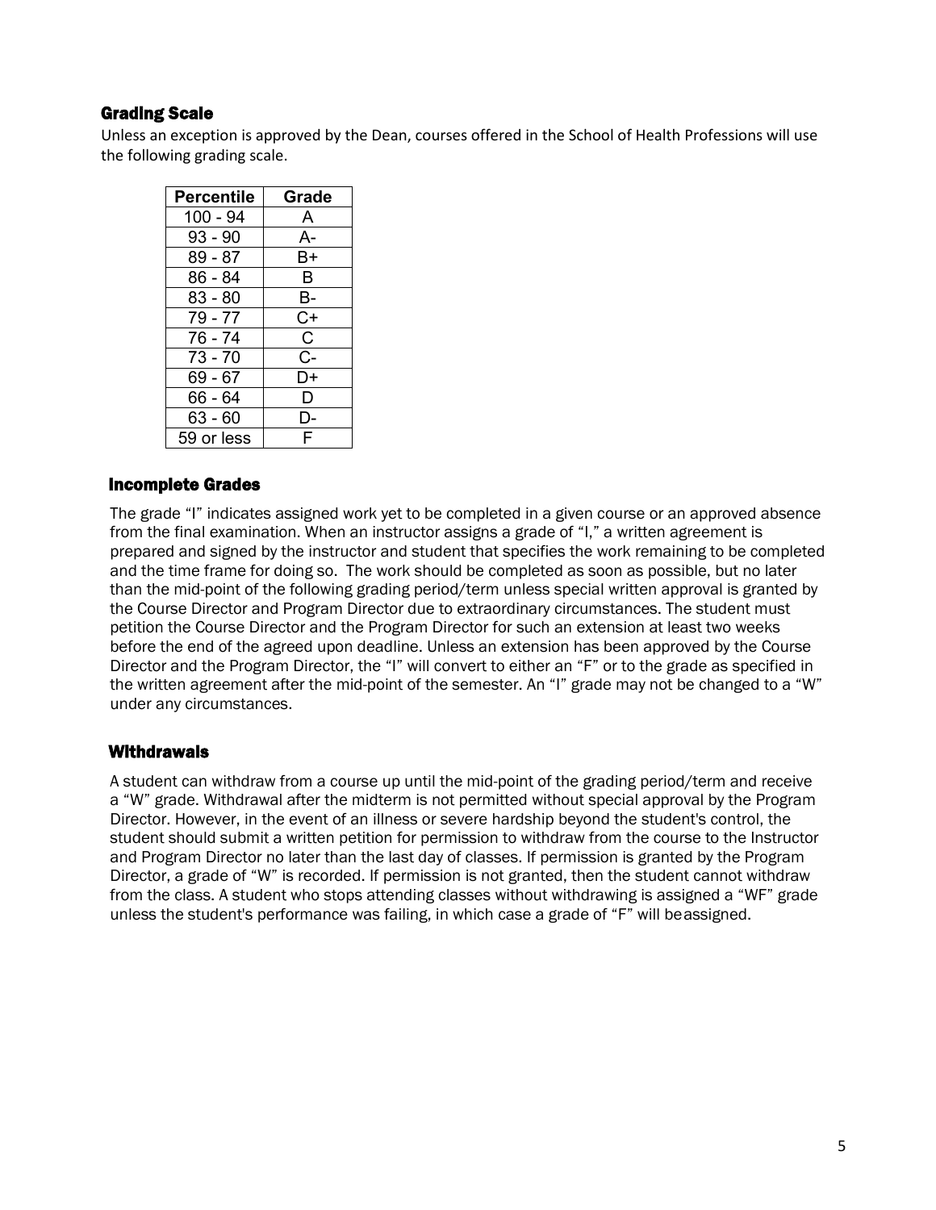## Grading Scale

Unless an exception is approved by the Dean, courses offered in the School of Health Professions will use the following grading scale.

| Percentile | Grade |
|---|---|
| 100 - 94 | A |
| 93 - 90 | A- |
| 89 - 87 | B+ |
| 86 - 84 | B |
| 83 - 80 | B- |
| 79 - 77 | C+ |
| 76 - 74 | C |
| 73 - 70 | C- |
| 69 - 67 | D+ |
| 66 - 64 | D |
| 63 - 60 | D- |
| 59 or less | F |

## Incomplete Grades

The grade "I" indicates assigned work yet to be completed in a given course or an approved absence from the final examination. When an instructor assigns a grade of "I," a written agreement is prepared and signed by the instructor and student that specifies the work remaining to be completed and the time frame for doing so. The work should be completed as soon as possible, but no later than the mid-point of the following grading period/term unless special written approval is granted by the Course Director and Program Director due to extraordinary circumstances. The student must petition the Course Director and the Program Director for such an extension at least two weeks before the end of the agreed upon deadline. Unless an extension has been approved by the Course Director and the Program Director, the "I" will convert to either an "F" or to the grade as specified in the written agreement after the mid-point of the semester. An "I" grade may not be changed to a "W" under any circumstances.

## Withdrawals

A student can withdraw from a course up until the mid-point of the grading period/term and receive a "W" grade. Withdrawal after the midterm is not permitted without special approval by the Program Director. However, in the event of an illness or severe hardship beyond the student's control, the student should submit a written petition for permission to withdraw from the course to the Instructor and Program Director no later than the last day of classes. If permission is granted by the Program Director, a grade of "W" is recorded. If permission is not granted, then the student cannot withdraw from the class. A student who stops attending classes without withdrawing is assigned a "WF" grade unless the student's performance was failing, in which case a grade of "F" will be assigned.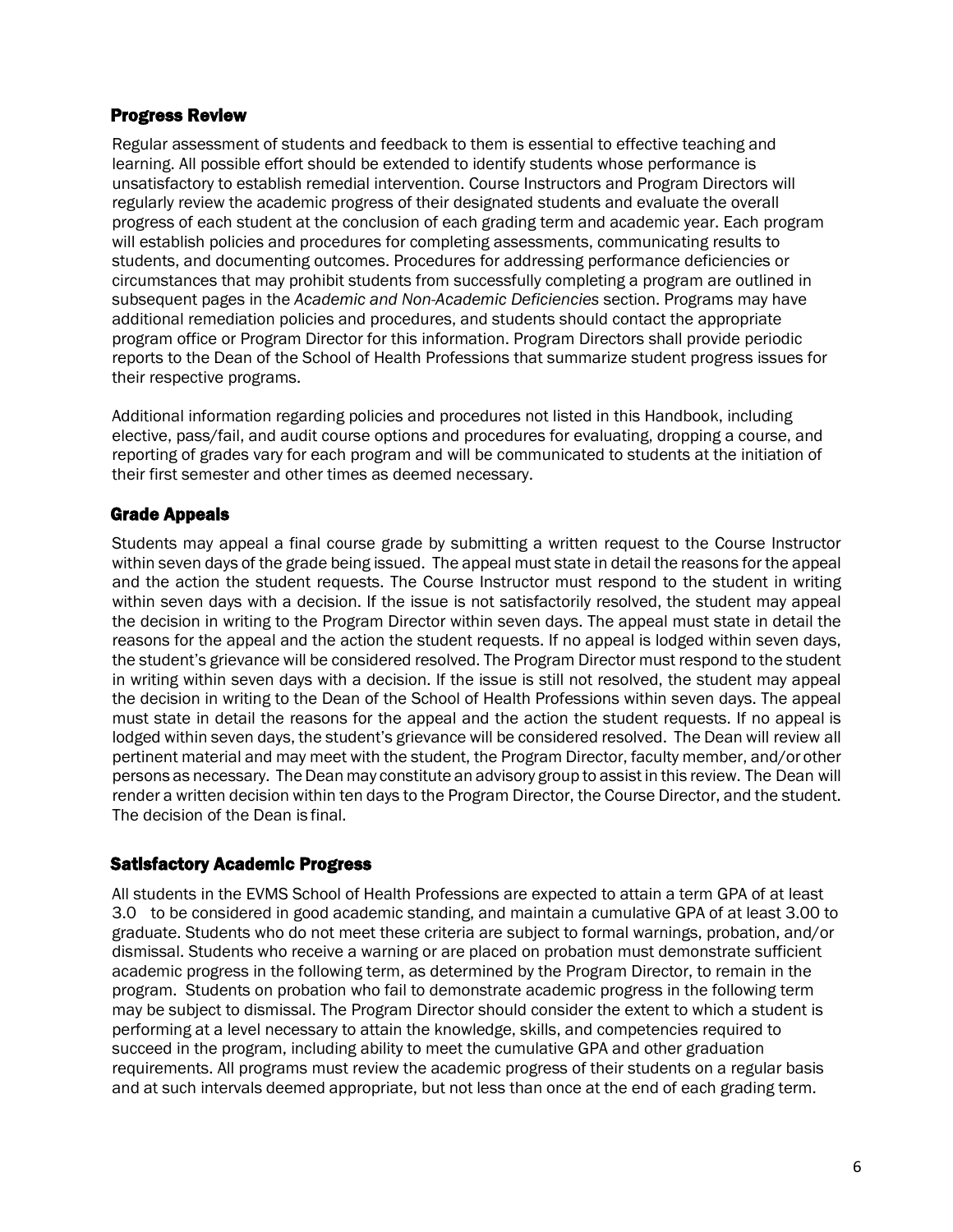### Progress Review

Regular assessment of students and feedback to them is essential to effective teaching and learning. All possible effort should be extended to identify students whose performance is unsatisfactory to establish remedial intervention. Course Instructors and Program Directors will regularly review the academic progress of their designated students and evaluate the overall progress of each student at the conclusion of each grading term and academic year. Each program will establish policies and procedures for completing assessments, communicating results to students, and documenting outcomes. Procedures for addressing performance deficiencies or circumstances that may prohibit students from successfully completing a program are outlined in subsequent pages in the *Academic and Non-Academic Deficiencies* section. Programs may have additional remediation policies and procedures, and students should contact the appropriate program office or Program Director for this information. Program Directors shall provide periodic reports to the Dean of the School of Health Professions that summarize student progress issues for their respective programs.

Additional information regarding policies and procedures not listed in this Handbook, including elective, pass/fail, and audit course options and procedures for evaluating, dropping a course, and reporting of grades vary for each program and will be communicated to students at the initiation of their first semester and other times as deemed necessary.

### Grade Appeals

Students may appeal a final course grade by submitting a written request to the Course Instructor within seven days of the grade being issued. The appeal must state in detail the reasons for the appeal and the action the student requests. The Course Instructor must respond to the student in writing within seven days with a decision. If the issue is not satisfactorily resolved, the student may appeal the decision in writing to the Program Director within seven days. The appeal must state in detail the reasons for the appeal and the action the student requests. If no appeal is lodged within seven days, the student's grievance will be considered resolved. The Program Director must respond to the student in writing within seven days with a decision. If the issue is still not resolved, the student may appeal the decision in writing to the Dean of the School of Health Professions within seven days. The appeal must state in detail the reasons for the appeal and the action the student requests. If no appeal is lodged within seven days, the student's grievance will be considered resolved. The Dean will review all pertinent material and may meet with the student, the Program Director, faculty member, and/or other persons as necessary. The Dean may constitute an advisory group to assist in this review. The Dean will render a written decision within ten days to the Program Director, the Course Director, and the student. The decision of the Dean is final.

### Satisfactory Academic Progress

All students in the EVMS School of Health Professions are expected to attain a term GPA of at least 3.0 to be considered in good academic standing, and maintain a cumulative GPA of at least 3.00 to graduate. Students who do not meet these criteria are subject to formal warnings, probation, and/or dismissal. Students who receive a warning or are placed on probation must demonstrate sufficient academic progress in the following term, as determined by the Program Director, to remain in the program. Students on probation who fail to demonstrate academic progress in the following term may be subject to dismissal. The Program Director should consider the extent to which a student is performing at a level necessary to attain the knowledge, skills, and competencies required to succeed in the program, including ability to meet the cumulative GPA and other graduation requirements. All programs must review the academic progress of their students on a regular basis and at such intervals deemed appropriate, but not less than once at the end of each grading term.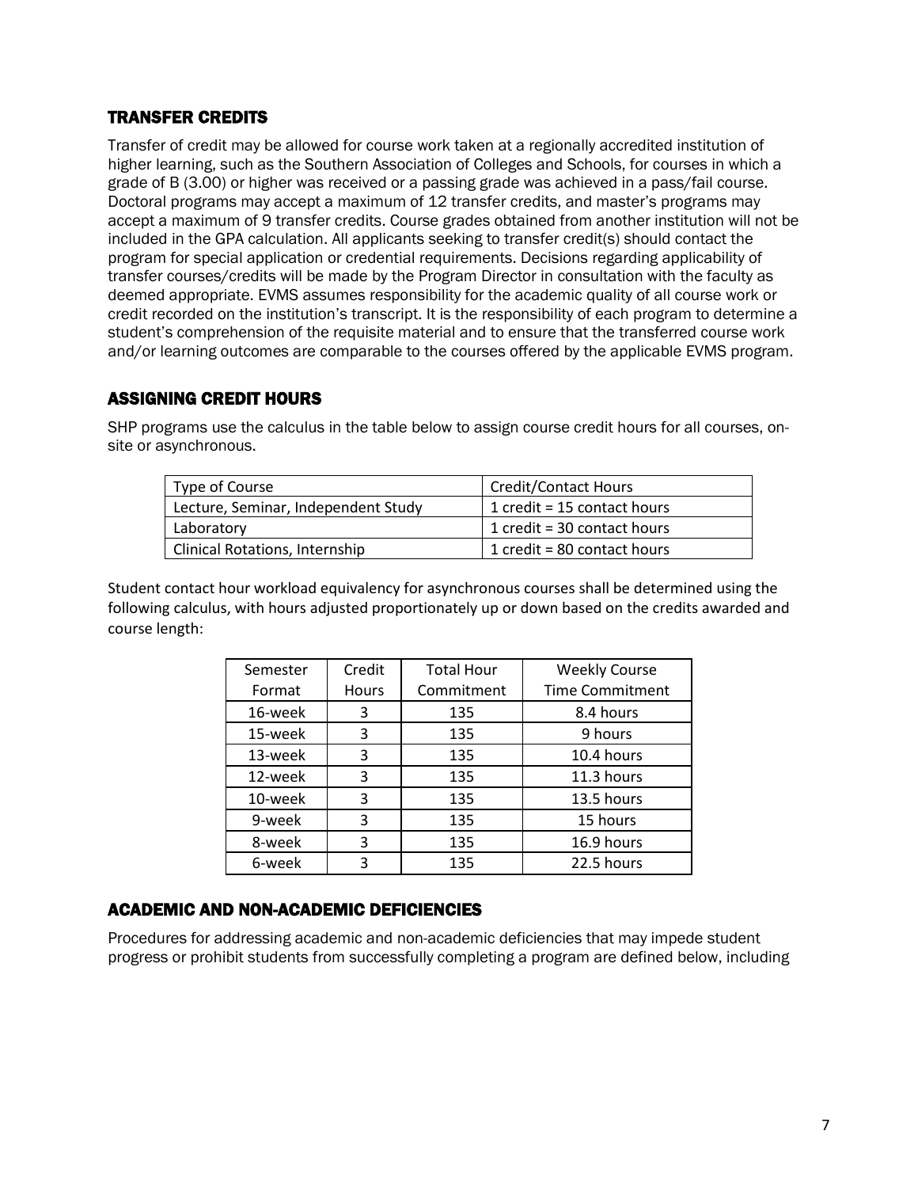## TRANSFER CREDITS

Transfer of credit may be allowed for course work taken at a regionally accredited institution of higher learning, such as the Southern Association of Colleges and Schools, for courses in which a grade of B (3.00) or higher was received or a passing grade was achieved in a pass/fail course. Doctoral programs may accept a maximum of 12 transfer credits, and master's programs may accept a maximum of 9 transfer credits. Course grades obtained from another institution will not be included in the GPA calculation. All applicants seeking to transfer credit(s) should contact the program for special application or credential requirements. Decisions regarding applicability of transfer courses/credits will be made by the Program Director in consultation with the faculty as deemed appropriate. EVMS assumes responsibility for the academic quality of all course work or credit recorded on the institution's transcript. It is the responsibility of each program to determine a student's comprehension of the requisite material and to ensure that the transferred course work and/or learning outcomes are comparable to the courses offered by the applicable EVMS program.

## ASSIGNING CREDIT HOURS

SHP programs use the calculus in the table below to assign course credit hours for all courses, on-site or asynchronous.

| Type of Course | Credit/Contact Hours |
|---|---|
| Lecture, Seminar, Independent Study | 1 credit = 15 contact hours |
| Laboratory | 1 credit = 30 contact hours |
| Clinical Rotations, Internship | 1 credit = 80 contact hours |

Student contact hour workload equivalency for asynchronous courses shall be determined using the following calculus, with hours adjusted proportionately up or down based on the credits awarded and course length:

| Semester Format | Credit Hours | Total Hour Commitment | Weekly Course Time Commitment |
|---|---|---|---|
| 16-week | 3 | 135 | 8.4 hours |
| 15-week | 3 | 135 | 9 hours |
| 13-week | 3 | 135 | 10.4 hours |
| 12-week | 3 | 135 | 11.3 hours |
| 10-week | 3 | 135 | 13.5 hours |
| 9-week | 3 | 135 | 15 hours |
| 8-week | 3 | 135 | 16.9 hours |
| 6-week | 3 | 135 | 22.5 hours |

## ACADEMIC AND NON-ACADEMIC DEFICIENCIES

Procedures for addressing academic and non-academic deficiencies that may impede student progress or prohibit students from successfully completing a program are defined below, including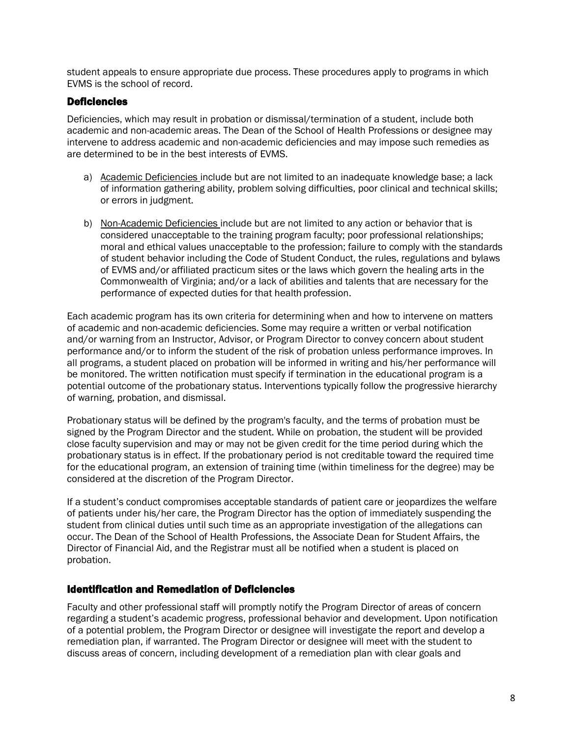student appeals to ensure appropriate due process. These procedures apply to programs in which EVMS is the school of record.

### Deficiencies

Deficiencies, which may result in probation or dismissal/termination of a student, include both academic and non-academic areas. The Dean of the School of Health Professions or designee may intervene to address academic and non-academic deficiencies and may impose such remedies as are determined to be in the best interests of EVMS.

a) Academic Deficiencies include but are not limited to an inadequate knowledge base; a lack of information gathering ability, problem solving difficulties, poor clinical and technical skills; or errors in judgment.

b) Non-Academic Deficiencies include but are not limited to any action or behavior that is considered unacceptable to the training program faculty; poor professional relationships; moral and ethical values unacceptable to the profession; failure to comply with the standards of student behavior including the Code of Student Conduct, the rules, regulations and bylaws of EVMS and/or affiliated practicum sites or the laws which govern the healing arts in the Commonwealth of Virginia; and/or a lack of abilities and talents that are necessary for the performance of expected duties for that health profession.

Each academic program has its own criteria for determining when and how to intervene on matters of academic and non-academic deficiencies. Some may require a written or verbal notification and/or warning from an Instructor, Advisor, or Program Director to convey concern about student performance and/or to inform the student of the risk of probation unless performance improves. In all programs, a student placed on probation will be informed in writing and his/her performance will be monitored. The written notification must specify if termination in the educational program is a potential outcome of the probationary status. Interventions typically follow the progressive hierarchy of warning, probation, and dismissal.

Probationary status will be defined by the program's faculty, and the terms of probation must be signed by the Program Director and the student. While on probation, the student will be provided close faculty supervision and may or may not be given credit for the time period during which the probationary status is in effect. If the probationary period is not creditable toward the required time for the educational program, an extension of training time (within timeliness for the degree) may be considered at the discretion of the Program Director.

If a student's conduct compromises acceptable standards of patient care or jeopardizes the welfare of patients under his/her care, the Program Director has the option of immediately suspending the student from clinical duties until such time as an appropriate investigation of the allegations can occur. The Dean of the School of Health Professions, the Associate Dean for Student Affairs, the Director of Financial Aid, and the Registrar must all be notified when a student is placed on probation.

### Identification and Remediation of Deficiencies

Faculty and other professional staff will promptly notify the Program Director of areas of concern regarding a student's academic progress, professional behavior and development. Upon notification of a potential problem, the Program Director or designee will investigate the report and develop a remediation plan, if warranted. The Program Director or designee will meet with the student to discuss areas of concern, including development of a remediation plan with clear goals and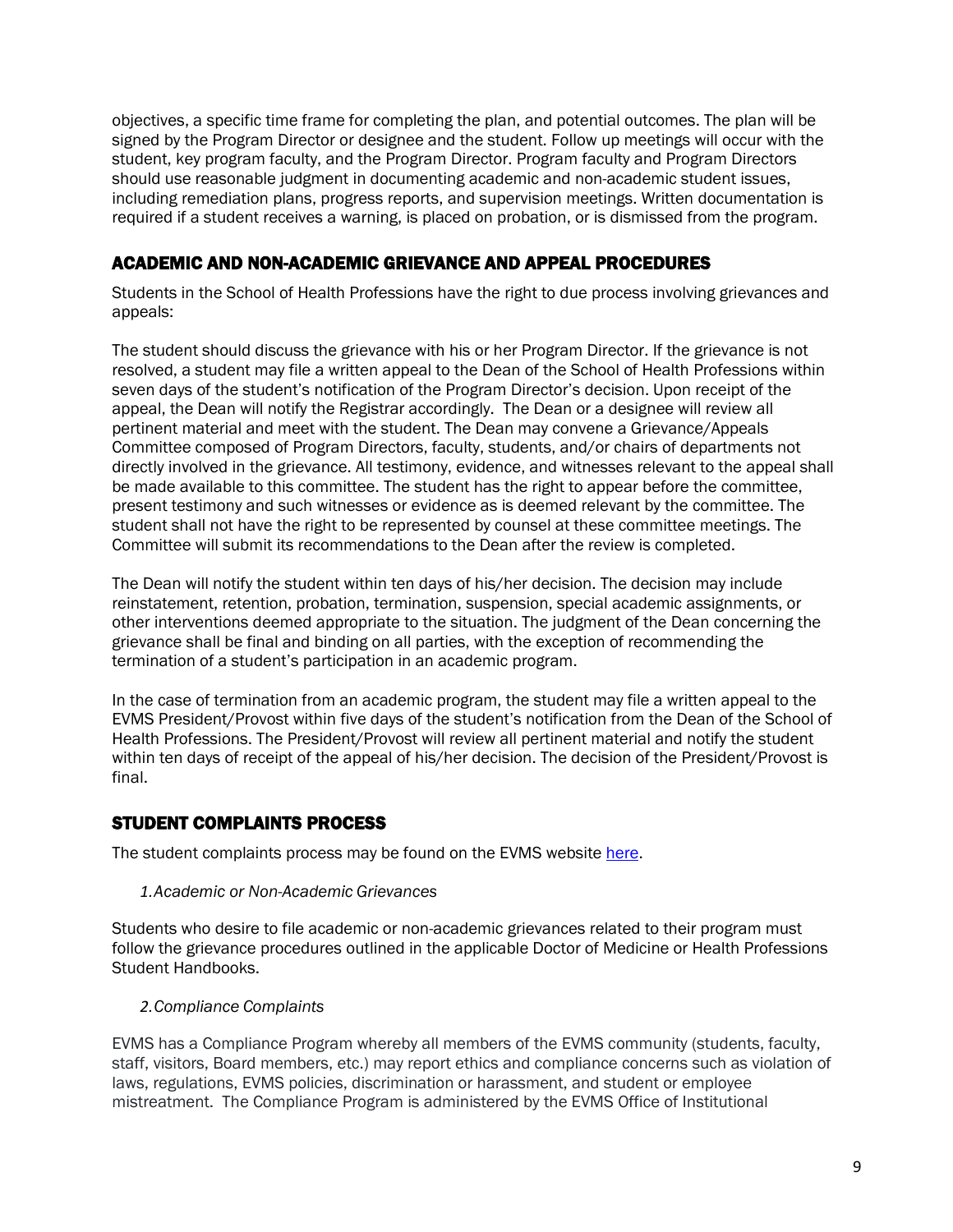objectives, a specific time frame for completing the plan, and potential outcomes. The plan will be signed by the Program Director or designee and the student. Follow up meetings will occur with the student, key program faculty, and the Program Director. Program faculty and Program Directors should use reasonable judgment in documenting academic and non-academic student issues, including remediation plans, progress reports, and supervision meetings. Written documentation is required if a student receives a warning, is placed on probation, or is dismissed from the program.

## ACADEMIC AND NON-ACADEMIC GRIEVANCE AND APPEAL PROCEDURES

Students in the School of Health Professions have the right to due process involving grievances and appeals:

The student should discuss the grievance with his or her Program Director. If the grievance is not resolved, a student may file a written appeal to the Dean of the School of Health Professions within seven days of the student's notification of the Program Director's decision. Upon receipt of the appeal, the Dean will notify the Registrar accordingly. The Dean or a designee will review all pertinent material and meet with the student. The Dean may convene a Grievance/Appeals Committee composed of Program Directors, faculty, students, and/or chairs of departments not directly involved in the grievance. All testimony, evidence, and witnesses relevant to the appeal shall be made available to this committee. The student has the right to appear before the committee, present testimony and such witnesses or evidence as is deemed relevant by the committee. The student shall not have the right to be represented by counsel at these committee meetings. The Committee will submit its recommendations to the Dean after the review is completed.

The Dean will notify the student within ten days of his/her decision. The decision may include reinstatement, retention, probation, termination, suspension, special academic assignments, or other interventions deemed appropriate to the situation. The judgment of the Dean concerning the grievance shall be final and binding on all parties, with the exception of recommending the termination of a student's participation in an academic program.

In the case of termination from an academic program, the student may file a written appeal to the EVMS President/Provost within five days of the student's notification from the Dean of the School of Health Professions. The President/Provost will review all pertinent material and notify the student within ten days of receipt of the appeal of his/her decision. The decision of the President/Provost is final.

## STUDENT COMPLAINTS PROCESS

The student complaints process may be found on the EVMS website here.

*1. Academic or Non-Academic Grievances*

Students who desire to file academic or non-academic grievances related to their program must follow the grievance procedures outlined in the applicable Doctor of Medicine or Health Professions Student Handbooks.

*2. Compliance Complaints*

EVMS has a Compliance Program whereby all members of the EVMS community (students, faculty, staff, visitors, Board members, etc.) may report ethics and compliance concerns such as violation of laws, regulations, EVMS policies, discrimination or harassment, and student or employee mistreatment. The Compliance Program is administered by the EVMS Office of Institutional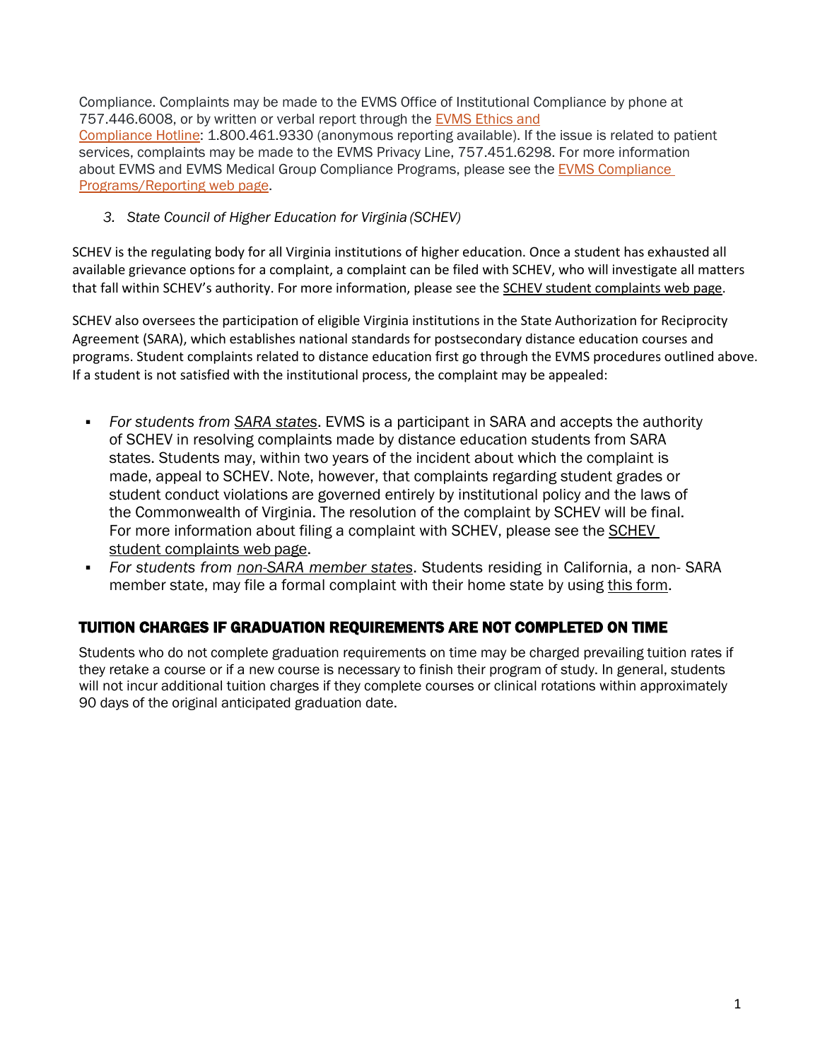Compliance. Complaints may be made to the EVMS Office of Institutional Compliance by phone at 757.446.6008, or by written or verbal report through the EVMS Ethics and Compliance Hotline: 1.800.461.9330 (anonymous reporting available). If the issue is related to patient services, complaints may be made to the EVMS Privacy Line, 757.451.6298. For more information about EVMS and EVMS Medical Group Compliance Programs, please see the EVMS Compliance Programs/Reporting web page.

3. *State Council of Higher Education for Virginia (SCHEV)*

SCHEV is the regulating body for all Virginia institutions of higher education. Once a student has exhausted all available grievance options for a complaint, a complaint can be filed with SCHEV, who will investigate all matters that fall within SCHEV's authority. For more information, please see the SCHEV student complaints web page.

SCHEV also oversees the participation of eligible Virginia institutions in the State Authorization for Reciprocity Agreement (SARA), which establishes national standards for postsecondary distance education courses and programs. Student complaints related to distance education first go through the EVMS procedures outlined above. If a student is not satisfied with the institutional process, the complaint may be appealed:

- *For students from SARA states*. EVMS is a participant in SARA and accepts the authority of SCHEV in resolving complaints made by distance education students from SARA states. Students may, within two years of the incident about which the complaint is made, appeal to SCHEV. Note, however, that complaints regarding student grades or student conduct violations are governed entirely by institutional policy and the laws of the Commonwealth of Virginia. The resolution of the complaint by SCHEV will be final. For more information about filing a complaint with SCHEV, please see the SCHEV student complaints web page.
- *For students from non-SARA member states*. Students residing in California, a non- SARA member state, may file a formal complaint with their home state by using this form.

## TUITION CHARGES IF GRADUATION REQUIREMENTS ARE NOT COMPLETED ON TIME

Students who do not complete graduation requirements on time may be charged prevailing tuition rates if they retake a course or if a new course is necessary to finish their program of study. In general, students will not incur additional tuition charges if they complete courses or clinical rotations within approximately 90 days of the original anticipated graduation date.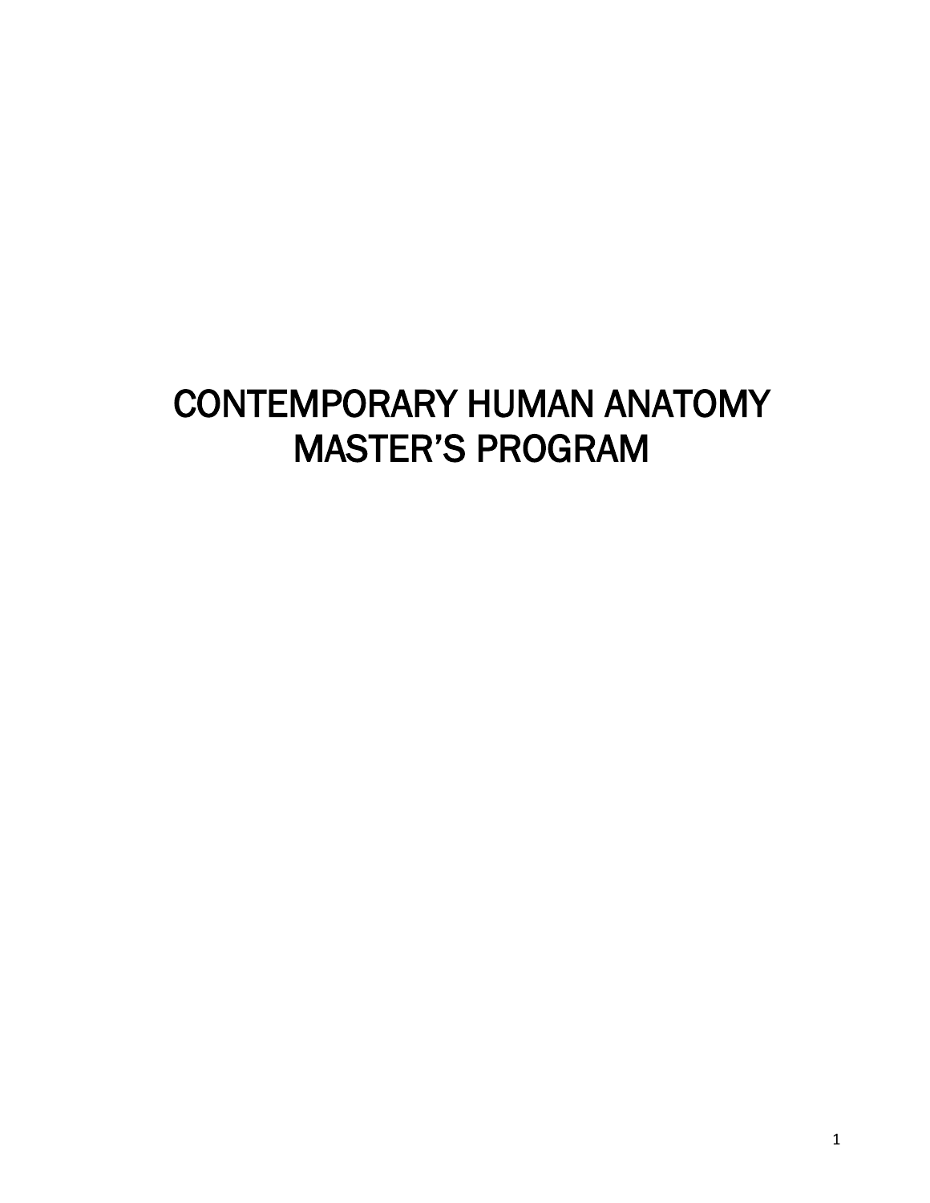# CONTEMPORARY HUMAN ANATOMY MASTER'S PROGRAM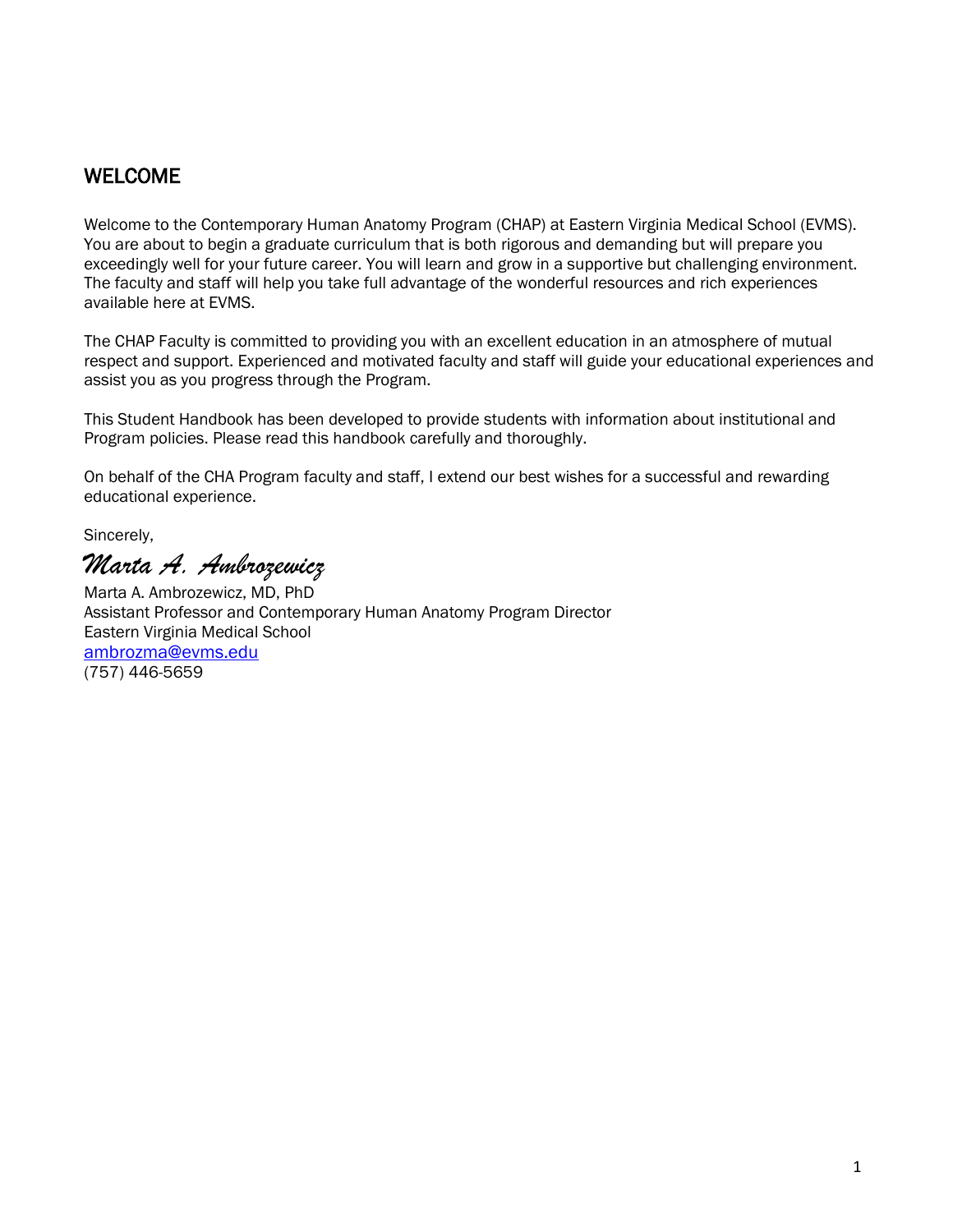## WELCOME

Welcome to the Contemporary Human Anatomy Program (CHAP) at Eastern Virginia Medical School (EVMS). You are about to begin a graduate curriculum that is both rigorous and demanding but will prepare you exceedingly well for your future career. You will learn and grow in a supportive but challenging environment. The faculty and staff will help you take full advantage of the wonderful resources and rich experiences available here at EVMS.

The CHAP Faculty is committed to providing you with an excellent education in an atmosphere of mutual respect and support. Experienced and motivated faculty and staff will guide your educational experiences and assist you as you progress through the Program.

This Student Handbook has been developed to provide students with information about institutional and Program policies. Please read this handbook carefully and thoroughly.

On behalf of the CHA Program faculty and staff, I extend our best wishes for a successful and rewarding educational experience.

Sincerely,

*Marta A. Ambrozewicz*

Marta A. Ambrozewicz, MD, PhD
Assistant Professor and Contemporary Human Anatomy Program Director
Eastern Virginia Medical School
ambrozma@evms.edu
(757) 446-5659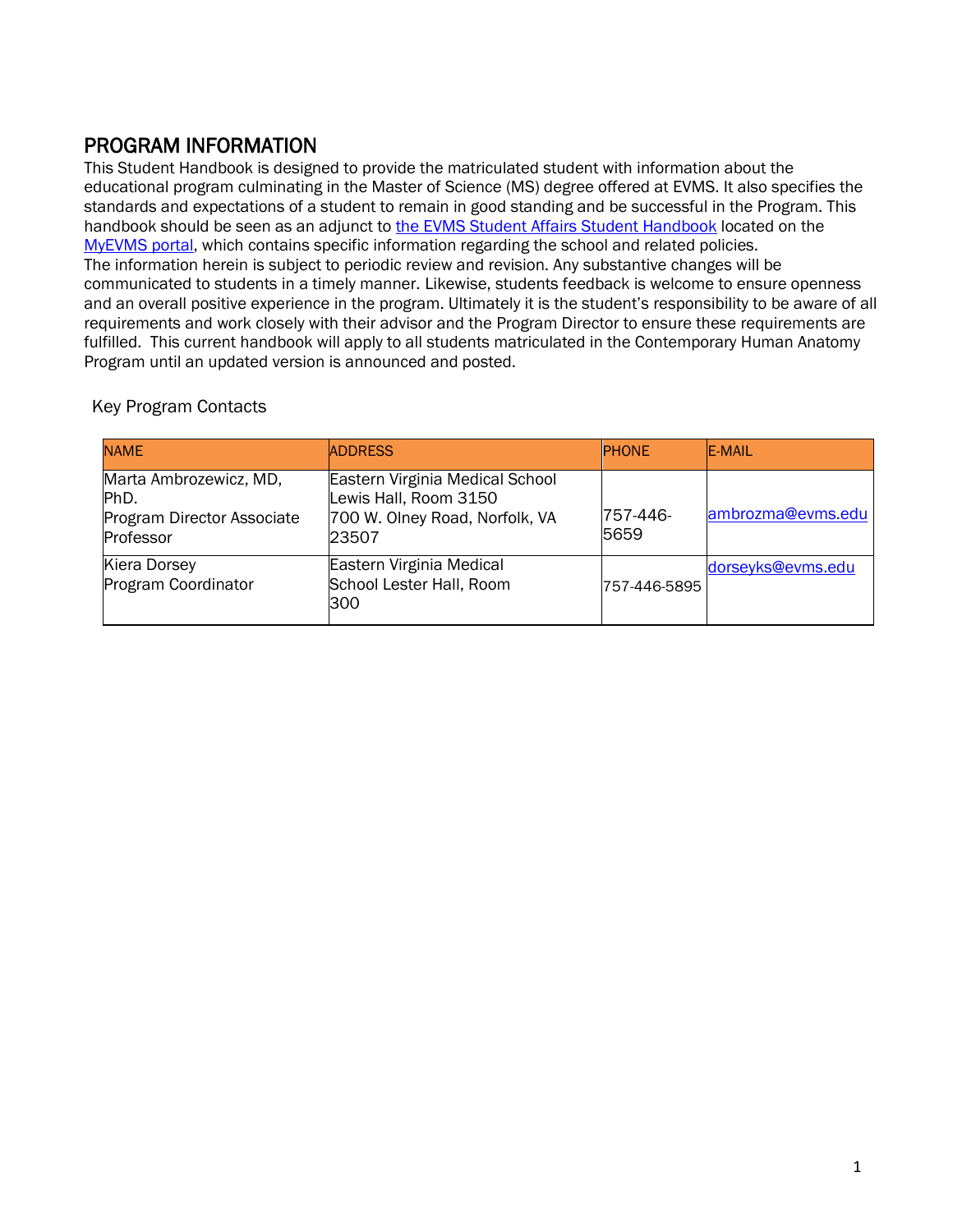## PROGRAM INFORMATION

This Student Handbook is designed to provide the matriculated student with information about the educational program culminating in the Master of Science (MS) degree offered at EVMS. It also specifies the standards and expectations of a student to remain in good standing and be successful in the Program. This handbook should be seen as an adjunct to [the EVMS Student Affairs Student Handbook]() located on the [MyEVMS portal](), which contains specific information regarding the school and related policies.
The information herein is subject to periodic review and revision. Any substantive changes will be communicated to students in a timely manner. Likewise, students feedback is welcome to ensure openness and an overall positive experience in the program. Ultimately it is the student's responsibility to be aware of all requirements and work closely with their advisor and the Program Director to ensure these requirements are fulfilled. This current handbook will apply to all students matriculated in the Contemporary Human Anatomy Program until an updated version is announced and posted.

Key Program Contacts

| NAME | ADDRESS | PHONE | E-MAIL |
|---|---|---|---|
| Marta Ambrozewicz, MD, PhD.<br>Program Director Associate Professor | Eastern Virginia Medical School Lewis Hall, Room 3150<br>700 W. Olney Road, Norfolk, VA 23507 | 757-446-5659 | ambrozma@evms.edu |
| Kiera Dorsey<br>Program Coordinator | Eastern Virginia Medical School Lester Hall, Room 300 | 757-446-5895 | dorseyks@evms.edu |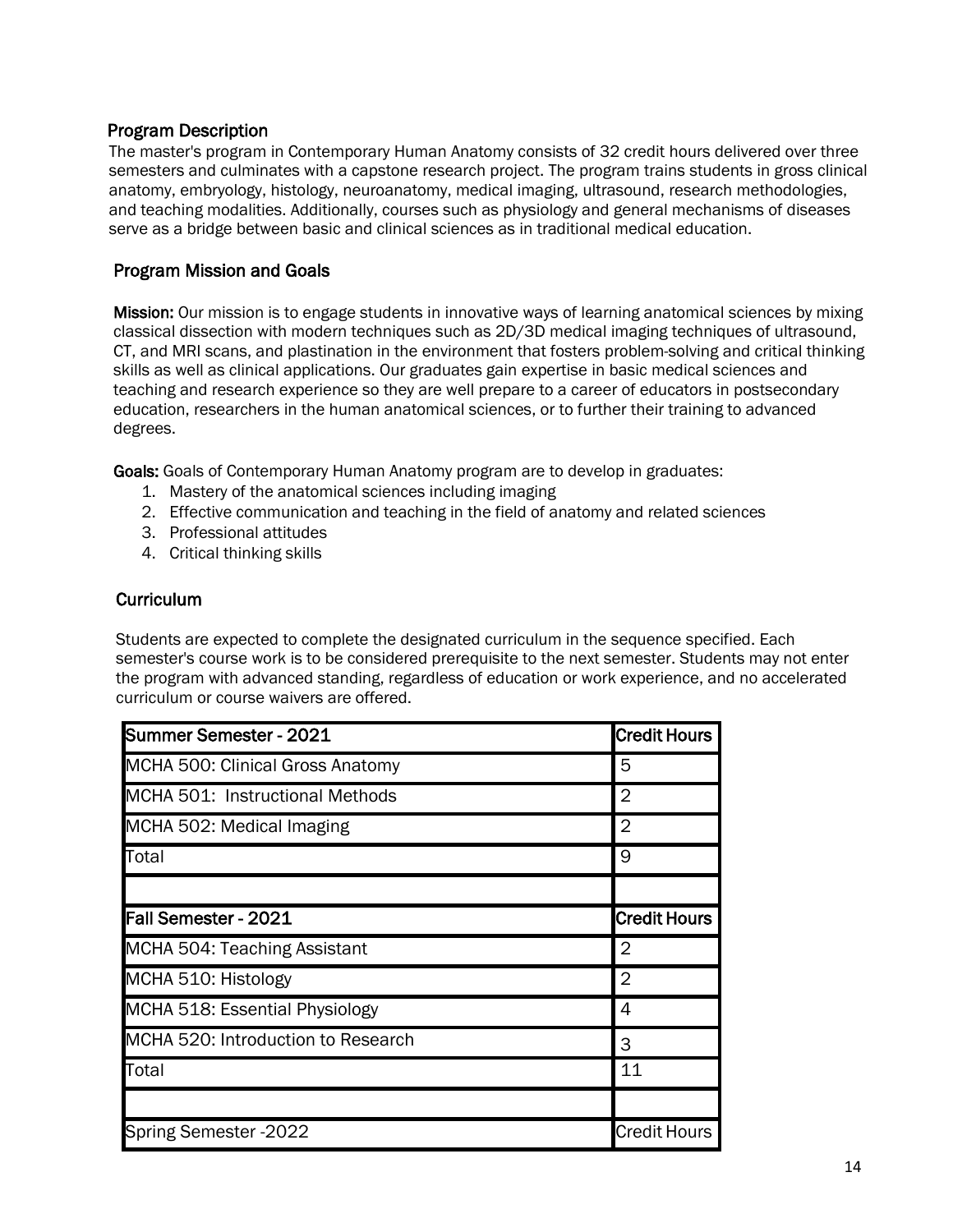## Program Description

The master's program in Contemporary Human Anatomy consists of 32 credit hours delivered over three semesters and culminates with a capstone research project. The program trains students in gross clinical anatomy, embryology, histology, neuroanatomy, medical imaging, ultrasound, research methodologies, and teaching modalities. Additionally, courses such as physiology and general mechanisms of diseases serve as a bridge between basic and clinical sciences as in traditional medical education.

## Program Mission and Goals

**Mission:** Our mission is to engage students in innovative ways of learning anatomical sciences by mixing classical dissection with modern techniques such as 2D/3D medical imaging techniques of ultrasound, CT, and MRI scans, and plastination in the environment that fosters problem-solving and critical thinking skills as well as clinical applications. Our graduates gain expertise in basic medical sciences and teaching and research experience so they are well prepare to a career of educators in postsecondary education, researchers in the human anatomical sciences, or to further their training to advanced degrees.

**Goals:** Goals of Contemporary Human Anatomy program are to develop in graduates:

1. Mastery of the anatomical sciences including imaging
2. Effective communication and teaching in the field of anatomy and related sciences
3. Professional attitudes
4. Critical thinking skills

## Curriculum

Students are expected to complete the designated curriculum in the sequence specified. Each semester's course work is to be considered prerequisite to the next semester. Students may not enter the program with advanced standing, regardless of education or work experience, and no accelerated curriculum or course waivers are offered.

| Summer Semester - 2021 | Credit Hours |
|---|---|
| MCHA 500: Clinical Gross Anatomy | 5 |
| MCHA 501: Instructional Methods | 2 |
| MCHA 502: Medical Imaging | 2 |
| Total | 9 |
| | |
| **Fall Semester - 2021** | **Credit Hours** |
| MCHA 504: Teaching Assistant | 2 |
| MCHA 510: Histology | 2 |
| MCHA 518: Essential Physiology | 4 |
| MCHA 520: Introduction to Research | 3 |
| Total | 11 |
| | |
| Spring Semester -2022 | Credit Hours |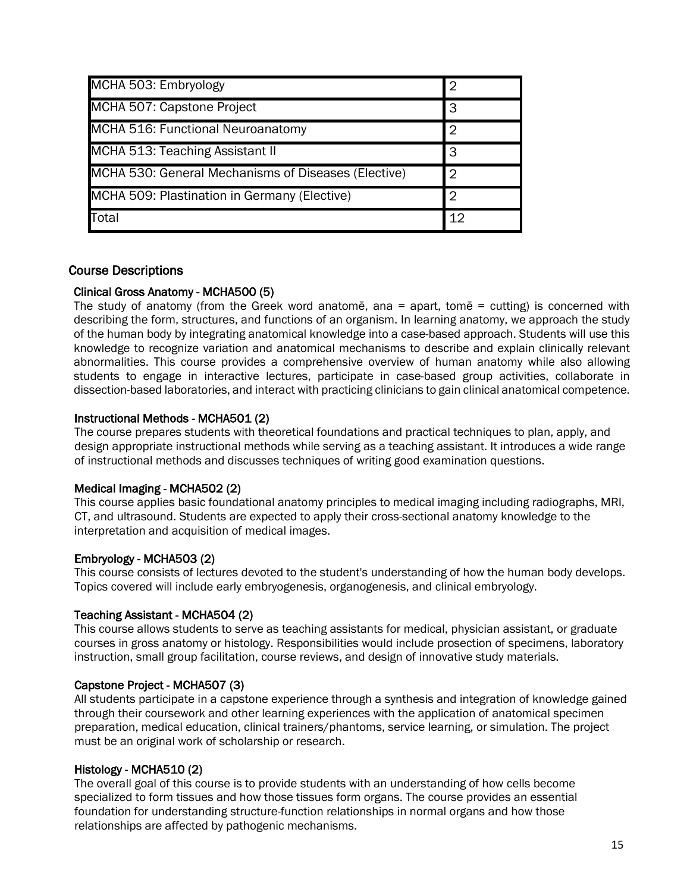| | |
|---|---|
| MCHA 503: Embryology | 2 |
| MCHA 507: Capstone Project | 3 |
| MCHA 516: Functional Neuroanatomy | 2 |
| MCHA 513: Teaching Assistant II | 3 |
| MCHA 530: General Mechanisms of Diseases (Elective) | 2 |
| MCHA 509: Plastination in Germany (Elective) | 2 |
| Total | 12 |

## Course Descriptions

### Clinical Gross Anatomy - MCHA500 (5)

The study of anatomy (from the Greek word anatomē, ana = apart, tomē = cutting) is concerned with describing the form, structures, and functions of an organism. In learning anatomy, we approach the study of the human body by integrating anatomical knowledge into a case-based approach. Students will use this knowledge to recognize variation and anatomical mechanisms to describe and explain clinically relevant abnormalities. This course provides a comprehensive overview of human anatomy while also allowing students to engage in interactive lectures, participate in case-based group activities, collaborate in dissection-based laboratories, and interact with practicing clinicians to gain clinical anatomical competence.

### Instructional Methods - MCHA501 (2)

The course prepares students with theoretical foundations and practical techniques to plan, apply, and design appropriate instructional methods while serving as a teaching assistant. It introduces a wide range of instructional methods and discusses techniques of writing good examination questions.

### Medical Imaging - MCHA502 (2)

This course applies basic foundational anatomy principles to medical imaging including radiographs, MRI, CT, and ultrasound. Students are expected to apply their cross-sectional anatomy knowledge to the interpretation and acquisition of medical images.

### Embryology - MCHA503 (2)

This course consists of lectures devoted to the student's understanding of how the human body develops. Topics covered will include early embryogenesis, organogenesis, and clinical embryology.

### Teaching Assistant - MCHA504 (2)

This course allows students to serve as teaching assistants for medical, physician assistant, or graduate courses in gross anatomy or histology. Responsibilities would include prosection of specimens, laboratory instruction, small group facilitation, course reviews, and design of innovative study materials.

### Capstone Project - MCHA507 (3)

All students participate in a capstone experience through a synthesis and integration of knowledge gained through their coursework and other learning experiences with the application of anatomical specimen preparation, medical education, clinical trainers/phantoms, service learning, or simulation. The project must be an original work of scholarship or research.

### Histology - MCHA510 (2)

The overall goal of this course is to provide students with an understanding of how cells become specialized to form tissues and how those tissues form organs. The course provides an essential foundation for understanding structure-function relationships in normal organs and how those relationships are affected by pathogenic mechanisms.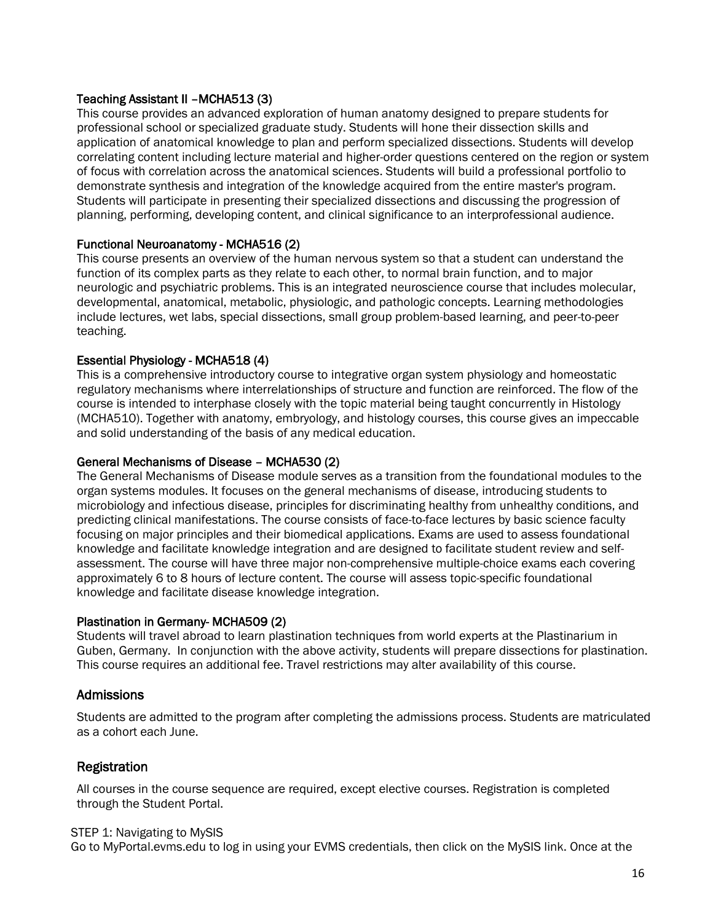#### Teaching Assistant II –MCHA513 (3)

This course provides an advanced exploration of human anatomy designed to prepare students for professional school or specialized graduate study. Students will hone their dissection skills and application of anatomical knowledge to plan and perform specialized dissections. Students will develop correlating content including lecture material and higher-order questions centered on the region or system of focus with correlation across the anatomical sciences. Students will build a professional portfolio to demonstrate synthesis and integration of the knowledge acquired from the entire master's program. Students will participate in presenting their specialized dissections and discussing the progression of planning, performing, developing content, and clinical significance to an interprofessional audience.

#### Functional Neuroanatomy - MCHA516 (2)

This course presents an overview of the human nervous system so that a student can understand the function of its complex parts as they relate to each other, to normal brain function, and to major neurologic and psychiatric problems. This is an integrated neuroscience course that includes molecular, developmental, anatomical, metabolic, physiologic, and pathologic concepts. Learning methodologies include lectures, wet labs, special dissections, small group problem-based learning, and peer-to-peer teaching.

#### Essential Physiology - MCHA518 (4)

This is a comprehensive introductory course to integrative organ system physiology and homeostatic regulatory mechanisms where interrelationships of structure and function are reinforced. The flow of the course is intended to interphase closely with the topic material being taught concurrently in Histology (MCHA510). Together with anatomy, embryology, and histology courses, this course gives an impeccable and solid understanding of the basis of any medical education.

#### General Mechanisms of Disease – MCHA530 (2)

The General Mechanisms of Disease module serves as a transition from the foundational modules to the organ systems modules. It focuses on the general mechanisms of disease, introducing students to microbiology and infectious disease, principles for discriminating healthy from unhealthy conditions, and predicting clinical manifestations. The course consists of face-to-face lectures by basic science faculty focusing on major principles and their biomedical applications. Exams are used to assess foundational knowledge and facilitate knowledge integration and are designed to facilitate student review and self-assessment. The course will have three major non-comprehensive multiple-choice exams each covering approximately 6 to 8 hours of lecture content. The course will assess topic-specific foundational knowledge and facilitate disease knowledge integration.

#### Plastination in Germany- MCHA509 (2)

Students will travel abroad to learn plastination techniques from world experts at the Plastinarium in Guben, Germany. In conjunction with the above activity, students will prepare dissections for plastination. This course requires an additional fee. Travel restrictions may alter availability of this course.

## Admissions

Students are admitted to the program after completing the admissions process. Students are matriculated as a cohort each June.

## Registration

All courses in the course sequence are required, except elective courses. Registration is completed through the Student Portal.

STEP 1: Navigating to MySIS

Go to MyPortal.evms.edu to log in using your EVMS credentials, then click on the MySIS link. Once at the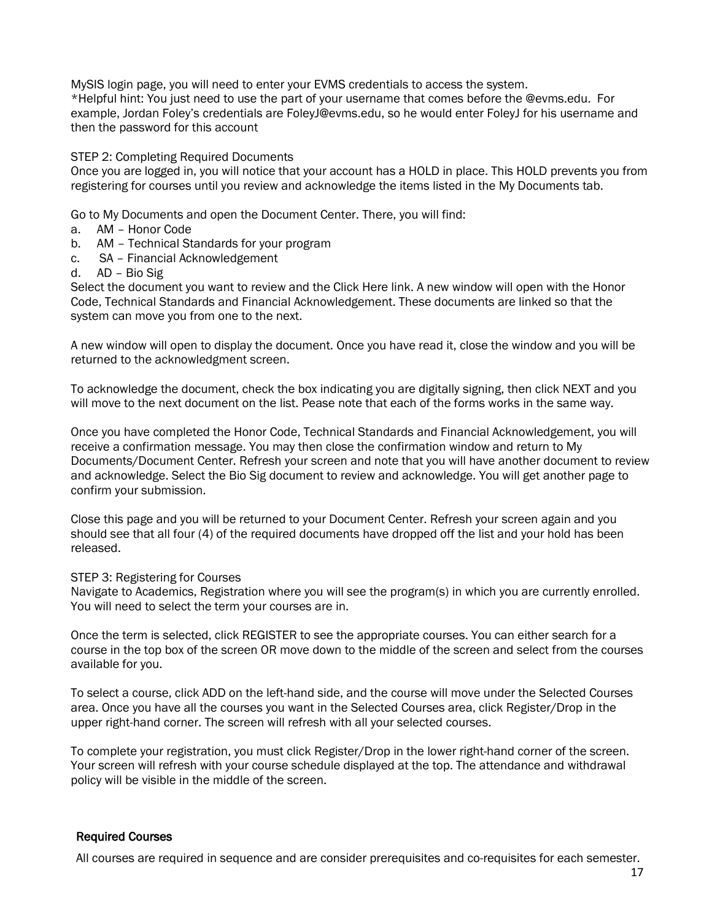MySIS login page, you will need to enter your EVMS credentials to access the system.
*Helpful hint: You just need to use the part of your username that comes before the @evms.edu. For example, Jordan Foley's credentials are FoleyJ@evms.edu, so he would enter FoleyJ for his username and then the password for this account

STEP 2: Completing Required Documents
Once you are logged in, you will notice that your account has a HOLD in place. This HOLD prevents you from registering for courses until you review and acknowledge the items listed in the My Documents tab.

Go to My Documents and open the Document Center. There, you will find:

a. AM – Honor Code
b. AM – Technical Standards for your program
c. SA – Financial Acknowledgement
d. AD – Bio Sig

Select the document you want to review and the Click Here link. A new window will open with the Honor Code, Technical Standards and Financial Acknowledgement. These documents are linked so that the system can move you from one to the next.

A new window will open to display the document. Once you have read it, close the window and you will be returned to the acknowledgment screen.

To acknowledge the document, check the box indicating you are digitally signing, then click NEXT and you will move to the next document on the list. Pease note that each of the forms works in the same way.

Once you have completed the Honor Code, Technical Standards and Financial Acknowledgement, you will receive a confirmation message. You may then close the confirmation window and return to My Documents/Document Center. Refresh your screen and note that you will have another document to review and acknowledge. Select the Bio Sig document to review and acknowledge. You will get another page to confirm your submission.

Close this page and you will be returned to your Document Center. Refresh your screen again and you should see that all four (4) of the required documents have dropped off the list and your hold has been released.

STEP 3: Registering for Courses
Navigate to Academics, Registration where you will see the program(s) in which you are currently enrolled. You will need to select the term your courses are in.

Once the term is selected, click REGISTER to see the appropriate courses. You can either search for a course in the top box of the screen OR move down to the middle of the screen and select from the courses available for you.

To select a course, click ADD on the left-hand side, and the course will move under the Selected Courses area. Once you have all the courses you want in the Selected Courses area, click Register/Drop in the upper right-hand corner. The screen will refresh with all your selected courses.

To complete your registration, you must click Register/Drop in the lower right-hand corner of the screen. Your screen will refresh with your course schedule displayed at the top. The attendance and withdrawal policy will be visible in the middle of the screen.

## Required Courses

All courses are required in sequence and are consider prerequisites and co-requisites for each semester.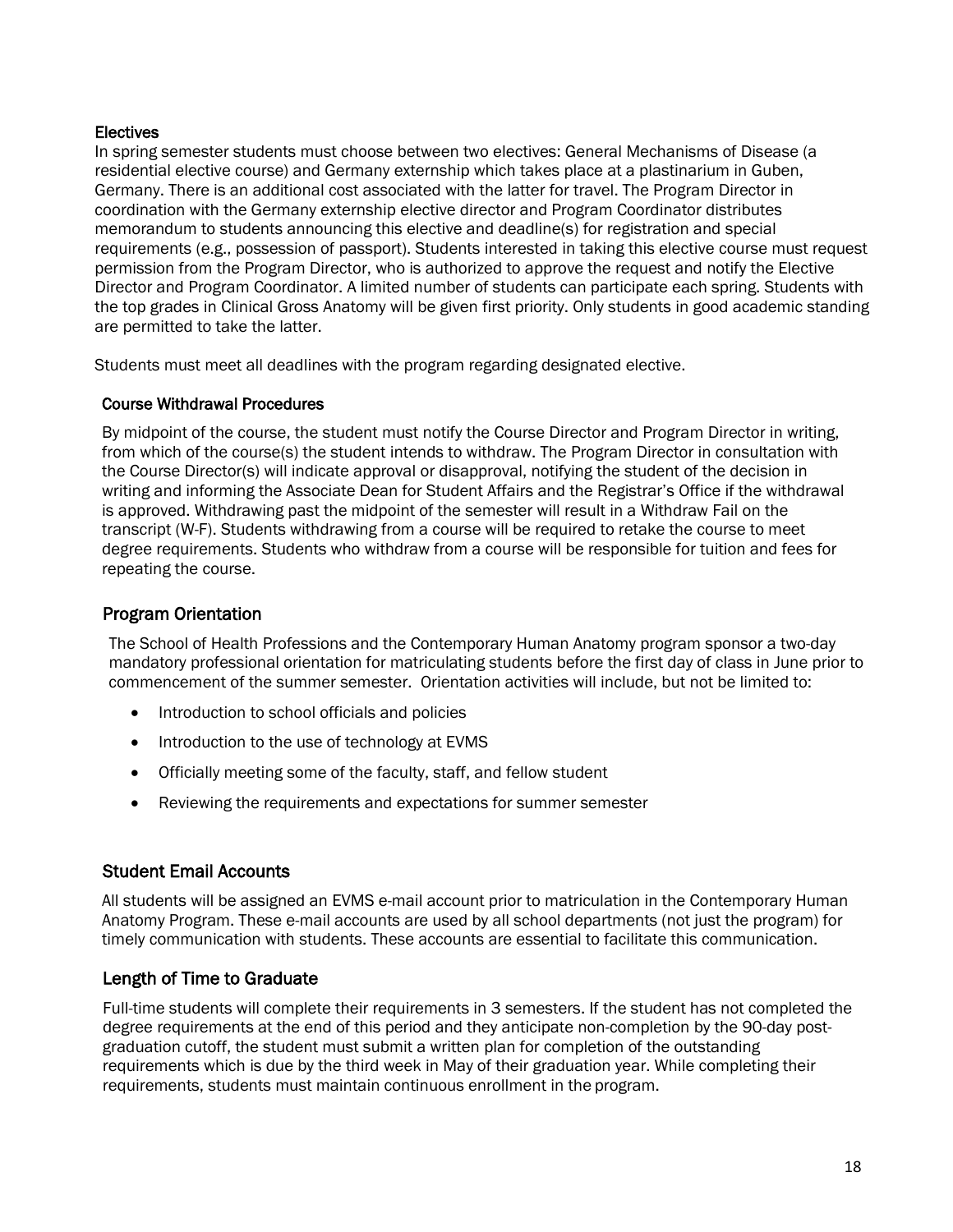### Electives

In spring semester students must choose between two electives: General Mechanisms of Disease (a residential elective course) and Germany externship which takes place at a plastinarium in Guben, Germany. There is an additional cost associated with the latter for travel. The Program Director in coordination with the Germany externship elective director and Program Coordinator distributes memorandum to students announcing this elective and deadline(s) for registration and special requirements (e.g., possession of passport). Students interested in taking this elective course must request permission from the Program Director, who is authorized to approve the request and notify the Elective Director and Program Coordinator. A limited number of students can participate each spring. Students with the top grades in Clinical Gross Anatomy will be given first priority. Only students in good academic standing are permitted to take the latter.

Students must meet all deadlines with the program regarding designated elective.

### Course Withdrawal Procedures

By midpoint of the course, the student must notify the Course Director and Program Director in writing, from which of the course(s) the student intends to withdraw. The Program Director in consultation with the Course Director(s) will indicate approval or disapproval, notifying the student of the decision in writing and informing the Associate Dean for Student Affairs and the Registrar's Office if the withdrawal is approved. Withdrawing past the midpoint of the semester will result in a Withdraw Fail on the transcript (W-F). Students withdrawing from a course will be required to retake the course to meet degree requirements. Students who withdraw from a course will be responsible for tuition and fees for repeating the course.

## Program Orientation

The School of Health Professions and the Contemporary Human Anatomy program sponsor a two-day mandatory professional orientation for matriculating students before the first day of class in June prior to commencement of the summer semester. Orientation activities will include, but not be limited to:

- Introduction to school officials and policies
- Introduction to the use of technology at EVMS
- Officially meeting some of the faculty, staff, and fellow student
- Reviewing the requirements and expectations for summer semester

## Student Email Accounts

All students will be assigned an EVMS e-mail account prior to matriculation in the Contemporary Human Anatomy Program. These e-mail accounts are used by all school departments (not just the program) for timely communication with students. These accounts are essential to facilitate this communication.

## Length of Time to Graduate

Full-time students will complete their requirements in 3 semesters. If the student has not completed the degree requirements at the end of this period and they anticipate non-completion by the 90-day post-graduation cutoff, the student must submit a written plan for completion of the outstanding requirements which is due by the third week in May of their graduation year. While completing their requirements, students must maintain continuous enrollment in the program.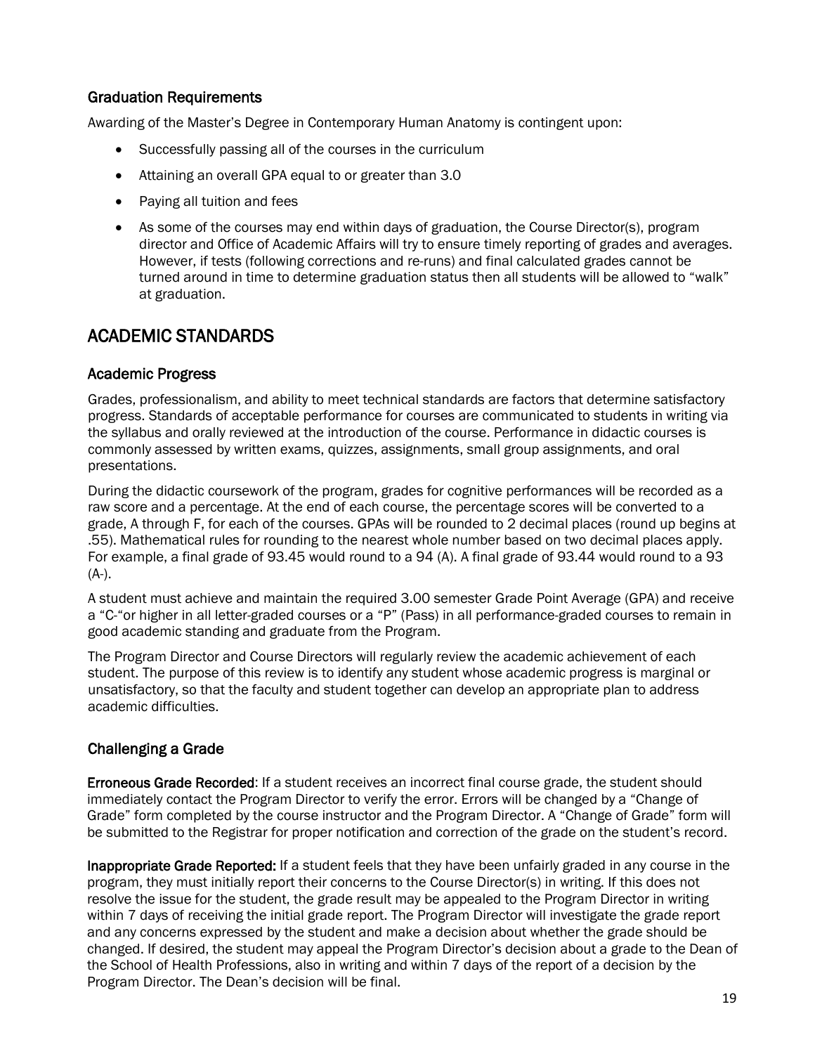### Graduation Requirements

Awarding of the Master's Degree in Contemporary Human Anatomy is contingent upon:

- Successfully passing all of the courses in the curriculum
- Attaining an overall GPA equal to or greater than 3.0
- Paying all tuition and fees
- As some of the courses may end within days of graduation, the Course Director(s), program director and Office of Academic Affairs will try to ensure timely reporting of grades and averages. However, if tests (following corrections and re-runs) and final calculated grades cannot be turned around in time to determine graduation status then all students will be allowed to "walk" at graduation.

## ACADEMIC STANDARDS

### Academic Progress

Grades, professionalism, and ability to meet technical standards are factors that determine satisfactory progress. Standards of acceptable performance for courses are communicated to students in writing via the syllabus and orally reviewed at the introduction of the course. Performance in didactic courses is commonly assessed by written exams, quizzes, assignments, small group assignments, and oral presentations.

During the didactic coursework of the program, grades for cognitive performances will be recorded as a raw score and a percentage. At the end of each course, the percentage scores will be converted to a grade, A through F, for each of the courses. GPAs will be rounded to 2 decimal places (round up begins at .55). Mathematical rules for rounding to the nearest whole number based on two decimal places apply. For example, a final grade of 93.45 would round to a 94 (A). A final grade of 93.44 would round to a 93 (A-).

A student must achieve and maintain the required 3.00 semester Grade Point Average (GPA) and receive a "C-"or higher in all letter-graded courses or a "P" (Pass) in all performance-graded courses to remain in good academic standing and graduate from the Program.

The Program Director and Course Directors will regularly review the academic achievement of each student. The purpose of this review is to identify any student whose academic progress is marginal or unsatisfactory, so that the faculty and student together can develop an appropriate plan to address academic difficulties.

### Challenging a Grade

**Erroneous Grade Recorded**: If a student receives an incorrect final course grade, the student should immediately contact the Program Director to verify the error. Errors will be changed by a "Change of Grade" form completed by the course instructor and the Program Director. A "Change of Grade" form will be submitted to the Registrar for proper notification and correction of the grade on the student's record.

**Inappropriate Grade Reported:** If a student feels that they have been unfairly graded in any course in the program, they must initially report their concerns to the Course Director(s) in writing. If this does not resolve the issue for the student, the grade result may be appealed to the Program Director in writing within 7 days of receiving the initial grade report. The Program Director will investigate the grade report and any concerns expressed by the student and make a decision about whether the grade should be changed. If desired, the student may appeal the Program Director's decision about a grade to the Dean of the School of Health Professions, also in writing and within 7 days of the report of a decision by the Program Director. The Dean's decision will be final.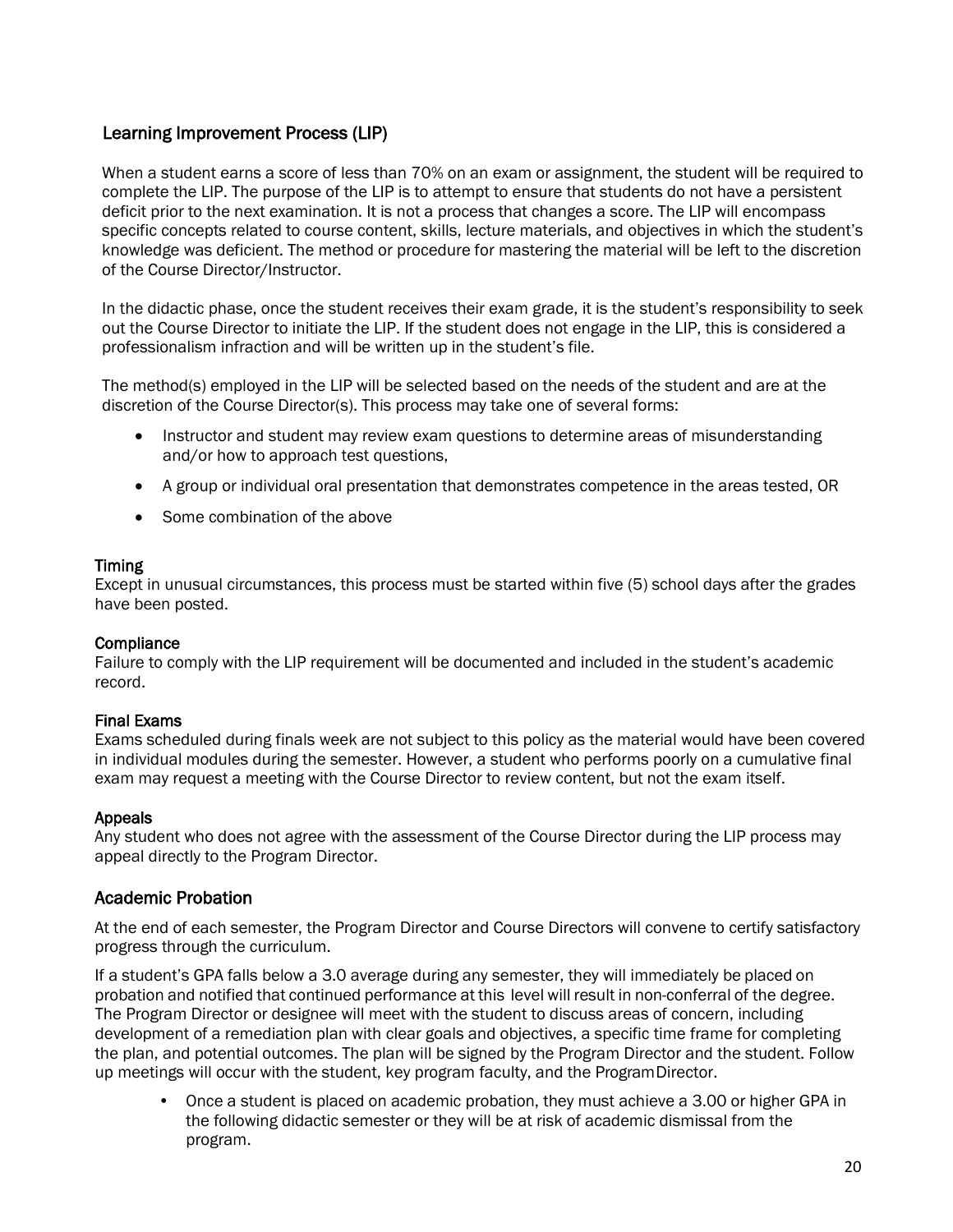## Learning Improvement Process (LIP)

When a student earns a score of less than 70% on an exam or assignment, the student will be required to complete the LIP. The purpose of the LIP is to attempt to ensure that students do not have a persistent deficit prior to the next examination. It is not a process that changes a score. The LIP will encompass specific concepts related to course content, skills, lecture materials, and objectives in which the student's knowledge was deficient. The method or procedure for mastering the material will be left to the discretion of the Course Director/Instructor.

In the didactic phase, once the student receives their exam grade, it is the student's responsibility to seek out the Course Director to initiate the LIP. If the student does not engage in the LIP, this is considered a professionalism infraction and will be written up in the student's file.

The method(s) employed in the LIP will be selected based on the needs of the student and are at the discretion of the Course Director(s). This process may take one of several forms:

- Instructor and student may review exam questions to determine areas of misunderstanding and/or how to approach test questions,
- A group or individual oral presentation that demonstrates competence in the areas tested, OR
- Some combination of the above

### Timing

Except in unusual circumstances, this process must be started within five (5) school days after the grades have been posted.

### Compliance

Failure to comply with the LIP requirement will be documented and included in the student's academic record.

### Final Exams

Exams scheduled during finals week are not subject to this policy as the material would have been covered in individual modules during the semester. However, a student who performs poorly on a cumulative final exam may request a meeting with the Course Director to review content, but not the exam itself.

### Appeals

Any student who does not agree with the assessment of the Course Director during the LIP process may appeal directly to the Program Director.

## Academic Probation

At the end of each semester, the Program Director and Course Directors will convene to certify satisfactory progress through the curriculum.

If a student's GPA falls below a 3.0 average during any semester, they will immediately be placed on probation and notified that continued performance at this level will result in non-conferral of the degree. The Program Director or designee will meet with the student to discuss areas of concern, including development of a remediation plan with clear goals and objectives, a specific time frame for completing the plan, and potential outcomes. The plan will be signed by the Program Director and the student. Follow up meetings will occur with the student, key program faculty, and the Program Director.

- Once a student is placed on academic probation, they must achieve a 3.00 or higher GPA in the following didactic semester or they will be at risk of academic dismissal from the program.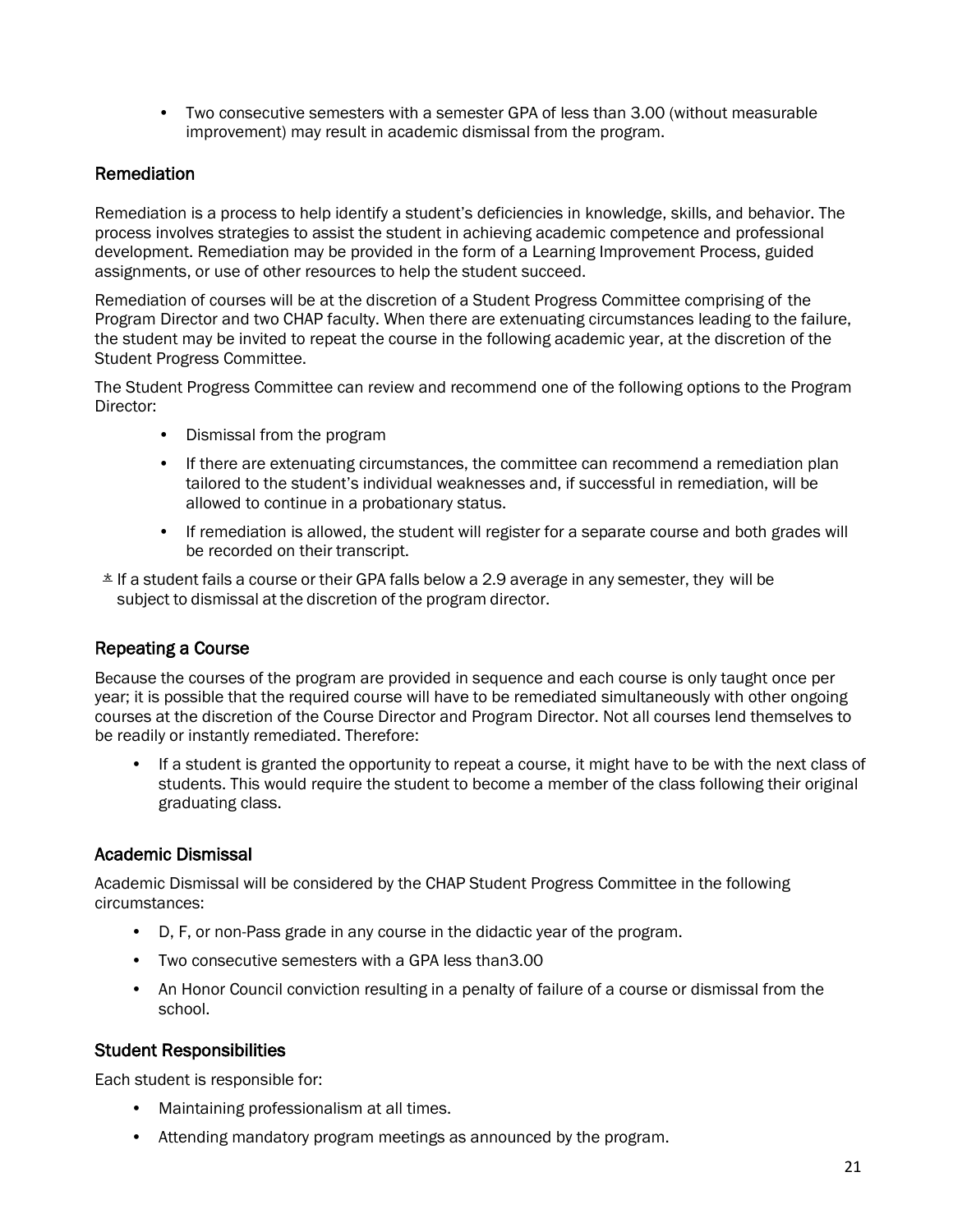- Two consecutive semesters with a semester GPA of less than 3.00 (without measurable improvement) may result in academic dismissal from the program.

## Remediation

Remediation is a process to help identify a student's deficiencies in knowledge, skills, and behavior. The process involves strategies to assist the student in achieving academic competence and professional development. Remediation may be provided in the form of a Learning Improvement Process, guided assignments, or use of other resources to help the student succeed.

Remediation of courses will be at the discretion of a Student Progress Committee comprising of the Program Director and two CHAP faculty. When there are extenuating circumstances leading to the failure, the student may be invited to repeat the course in the following academic year, at the discretion of the Student Progress Committee.

The Student Progress Committee can review and recommend one of the following options to the Program Director:

- Dismissal from the program
- If there are extenuating circumstances, the committee can recommend a remediation plan tailored to the student's individual weaknesses and, if successful in remediation, will be allowed to continue in a probationary status.
- If remediation is allowed, the student will register for a separate course and both grades will be recorded on their transcript.

\* If a student fails a course or their GPA falls below a 2.9 average in any semester, they will be subject to dismissal at the discretion of the program director.

## Repeating a Course

Because the courses of the program are provided in sequence and each course is only taught once per year; it is possible that the required course will have to be remediated simultaneously with other ongoing courses at the discretion of the Course Director and Program Director. Not all courses lend themselves to be readily or instantly remediated. Therefore:

- If a student is granted the opportunity to repeat a course, it might have to be with the next class of students. This would require the student to become a member of the class following their original graduating class.

## Academic Dismissal

Academic Dismissal will be considered by the CHAP Student Progress Committee in the following circumstances:

- D, F, or non-Pass grade in any course in the didactic year of the program.
- Two consecutive semesters with a GPA less than3.00
- An Honor Council conviction resulting in a penalty of failure of a course or dismissal from the school.

## Student Responsibilities

Each student is responsible for:

- Maintaining professionalism at all times.
- Attending mandatory program meetings as announced by the program.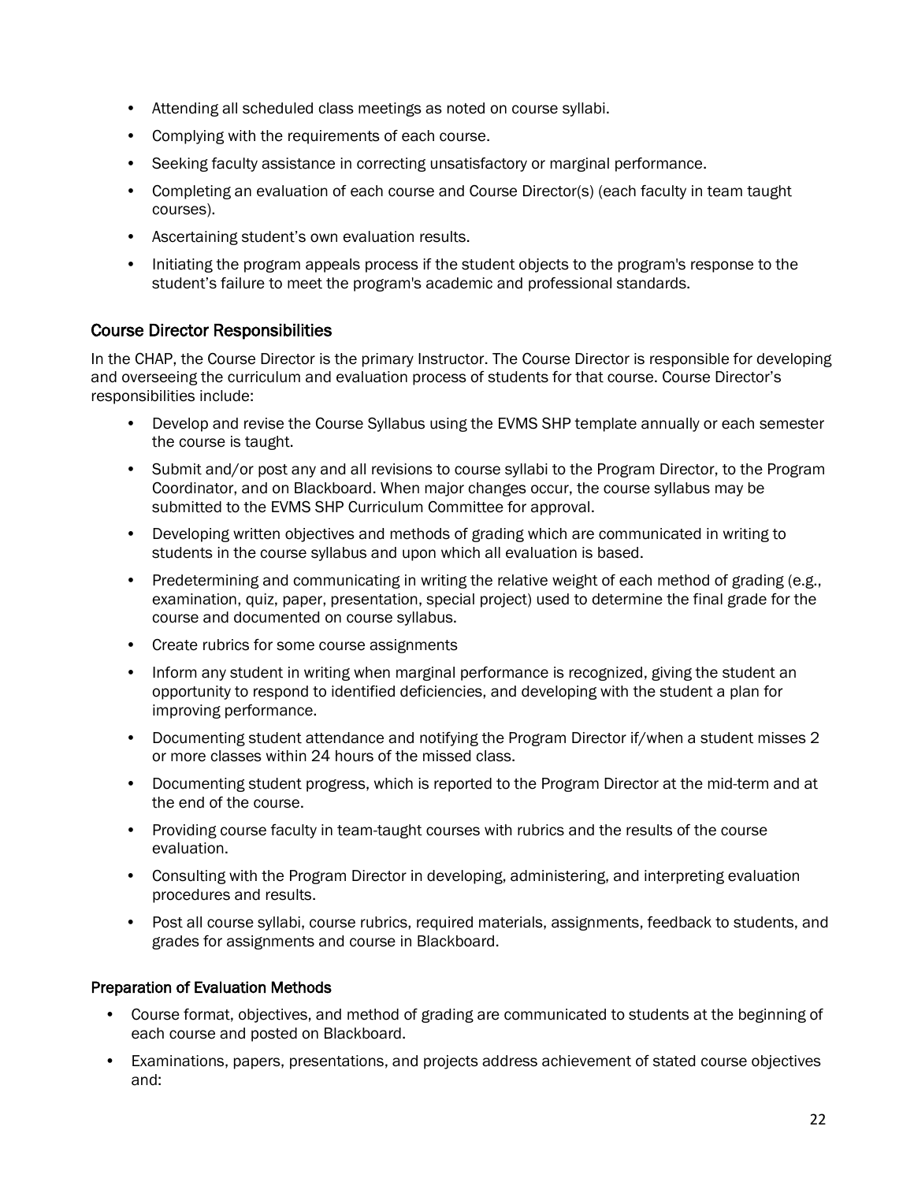- Attending all scheduled class meetings as noted on course syllabi.
- Complying with the requirements of each course.
- Seeking faculty assistance in correcting unsatisfactory or marginal performance.
- Completing an evaluation of each course and Course Director(s) (each faculty in team taught courses).
- Ascertaining student's own evaluation results.
- Initiating the program appeals process if the student objects to the program's response to the student's failure to meet the program's academic and professional standards.

### Course Director Responsibilities

In the CHAP, the Course Director is the primary Instructor. The Course Director is responsible for developing and overseeing the curriculum and evaluation process of students for that course. Course Director's responsibilities include:

- Develop and revise the Course Syllabus using the EVMS SHP template annually or each semester the course is taught.
- Submit and/or post any and all revisions to course syllabi to the Program Director, to the Program Coordinator, and on Blackboard. When major changes occur, the course syllabus may be submitted to the EVMS SHP Curriculum Committee for approval.
- Developing written objectives and methods of grading which are communicated in writing to students in the course syllabus and upon which all evaluation is based.
- Predetermining and communicating in writing the relative weight of each method of grading (e.g., examination, quiz, paper, presentation, special project) used to determine the final grade for the course and documented on course syllabus.
- Create rubrics for some course assignments
- Inform any student in writing when marginal performance is recognized, giving the student an opportunity to respond to identified deficiencies, and developing with the student a plan for improving performance.
- Documenting student attendance and notifying the Program Director if/when a student misses 2 or more classes within 24 hours of the missed class.
- Documenting student progress, which is reported to the Program Director at the mid-term and at the end of the course.
- Providing course faculty in team-taught courses with rubrics and the results of the course evaluation.
- Consulting with the Program Director in developing, administering, and interpreting evaluation procedures and results.
- Post all course syllabi, course rubrics, required materials, assignments, feedback to students, and grades for assignments and course in Blackboard.

#### Preparation of Evaluation Methods

- Course format, objectives, and method of grading are communicated to students at the beginning of each course and posted on Blackboard.
- Examinations, papers, presentations, and projects address achievement of stated course objectives and: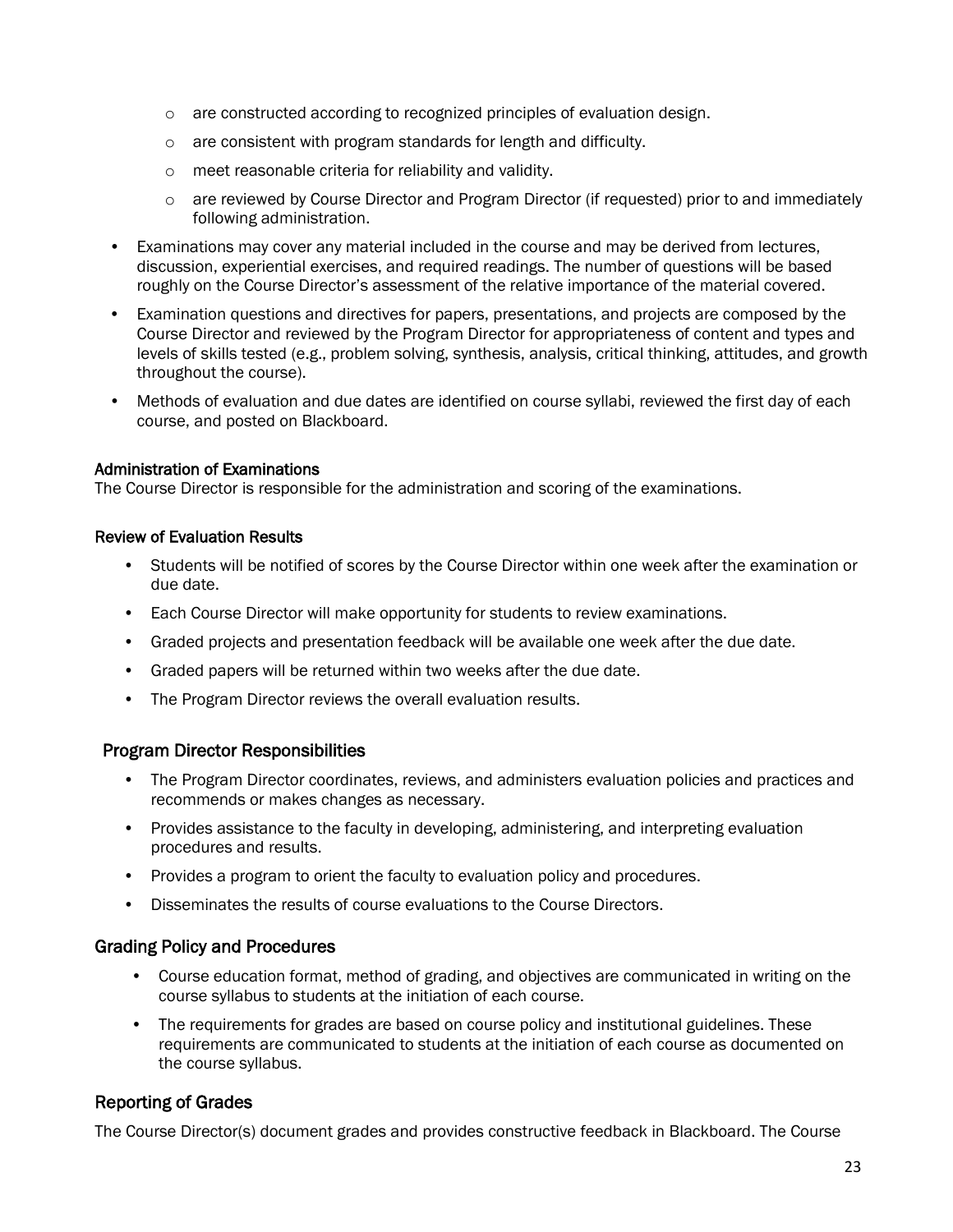- are constructed according to recognized principles of evaluation design.
   - are consistent with program standards for length and difficulty.
   - meet reasonable criteria for reliability and validity.
   - are reviewed by Course Director and Program Director (if requested) prior to and immediately following administration.
- Examinations may cover any material included in the course and may be derived from lectures, discussion, experiential exercises, and required readings. The number of questions will be based roughly on the Course Director's assessment of the relative importance of the material covered.
- Examination questions and directives for papers, presentations, and projects are composed by the Course Director and reviewed by the Program Director for appropriateness of content and types and levels of skills tested (e.g., problem solving, synthesis, analysis, critical thinking, attitudes, and growth throughout the course).
- Methods of evaluation and due dates are identified on course syllabi, reviewed the first day of each course, and posted on Blackboard.

#### Administration of Examinations

The Course Director is responsible for the administration and scoring of the examinations.

#### Review of Evaluation Results

- Students will be notified of scores by the Course Director within one week after the examination or due date.
- Each Course Director will make opportunity for students to review examinations.
- Graded projects and presentation feedback will be available one week after the due date.
- Graded papers will be returned within two weeks after the due date.
- The Program Director reviews the overall evaluation results.

### Program Director Responsibilities

- The Program Director coordinates, reviews, and administers evaluation policies and practices and recommends or makes changes as necessary.
- Provides assistance to the faculty in developing, administering, and interpreting evaluation procedures and results.
- Provides a program to orient the faculty to evaluation policy and procedures.
- Disseminates the results of course evaluations to the Course Directors.

### Grading Policy and Procedures

- Course education format, method of grading, and objectives are communicated in writing on the course syllabus to students at the initiation of each course.
- The requirements for grades are based on course policy and institutional guidelines. These requirements are communicated to students at the initiation of each course as documented on the course syllabus.

### Reporting of Grades

The Course Director(s) document grades and provides constructive feedback in Blackboard. The Course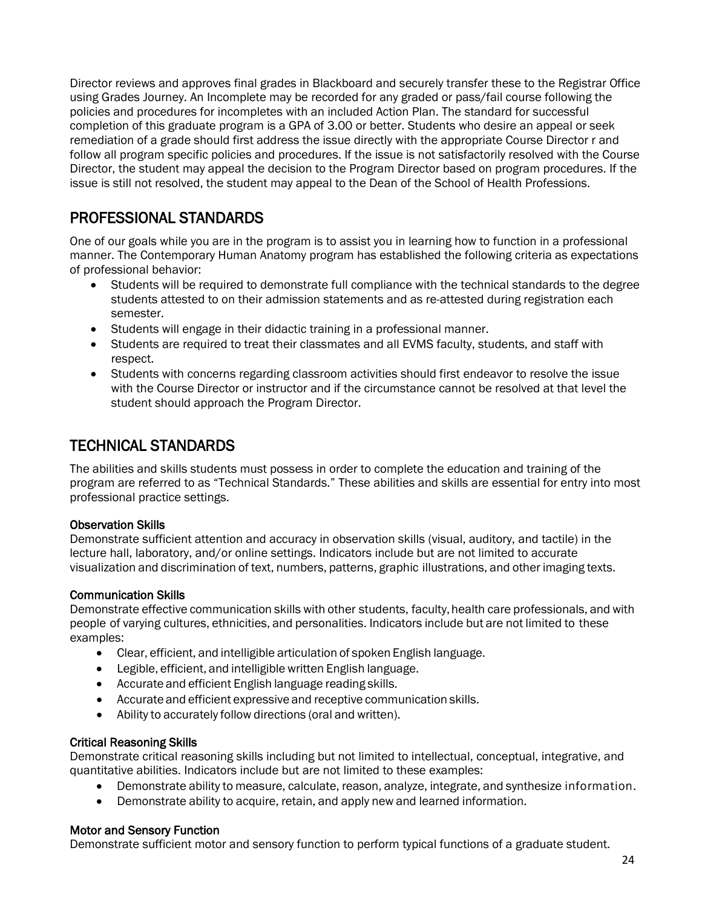Director reviews and approves final grades in Blackboard and securely transfer these to the Registrar Office using Grades Journey. An Incomplete may be recorded for any graded or pass/fail course following the policies and procedures for incompletes with an included Action Plan. The standard for successful completion of this graduate program is a GPA of 3.00 or better. Students who desire an appeal or seek remediation of a grade should first address the issue directly with the appropriate Course Director r and follow all program specific policies and procedures. If the issue is not satisfactorily resolved with the Course Director, the student may appeal the decision to the Program Director based on program procedures. If the issue is still not resolved, the student may appeal to the Dean of the School of Health Professions.

## PROFESSIONAL STANDARDS

One of our goals while you are in the program is to assist you in learning how to function in a professional manner. The Contemporary Human Anatomy program has established the following criteria as expectations of professional behavior:

- Students will be required to demonstrate full compliance with the technical standards to the degree students attested to on their admission statements and as re-attested during registration each semester.
- Students will engage in their didactic training in a professional manner.
- Students are required to treat their classmates and all EVMS faculty, students, and staff with respect.
- Students with concerns regarding classroom activities should first endeavor to resolve the issue with the Course Director or instructor and if the circumstance cannot be resolved at that level the student should approach the Program Director.

## TECHNICAL STANDARDS

The abilities and skills students must possess in order to complete the education and training of the program are referred to as "Technical Standards." These abilities and skills are essential for entry into most professional practice settings.

### Observation Skills

Demonstrate sufficient attention and accuracy in observation skills (visual, auditory, and tactile) in the lecture hall, laboratory, and/or online settings. Indicators include but are not limited to accurate visualization and discrimination of text, numbers, patterns, graphic illustrations, and other imaging texts.

### Communication Skills

Demonstrate effective communication skills with other students, faculty, health care professionals, and with people of varying cultures, ethnicities, and personalities. Indicators include but are not limited to these examples:

- Clear, efficient, and intelligible articulation of spoken English language.
- Legible, efficient, and intelligible written English language.
- Accurate and efficient English language reading skills.
- Accurate and efficient expressive and receptive communication skills.
- Ability to accurately follow directions (oral and written).

### Critical Reasoning Skills

Demonstrate critical reasoning skills including but not limited to intellectual, conceptual, integrative, and quantitative abilities. Indicators include but are not limited to these examples:

- Demonstrate ability to measure, calculate, reason, analyze, integrate, and synthesize information.
- Demonstrate ability to acquire, retain, and apply new and learned information.

### Motor and Sensory Function

Demonstrate sufficient motor and sensory function to perform typical functions of a graduate student.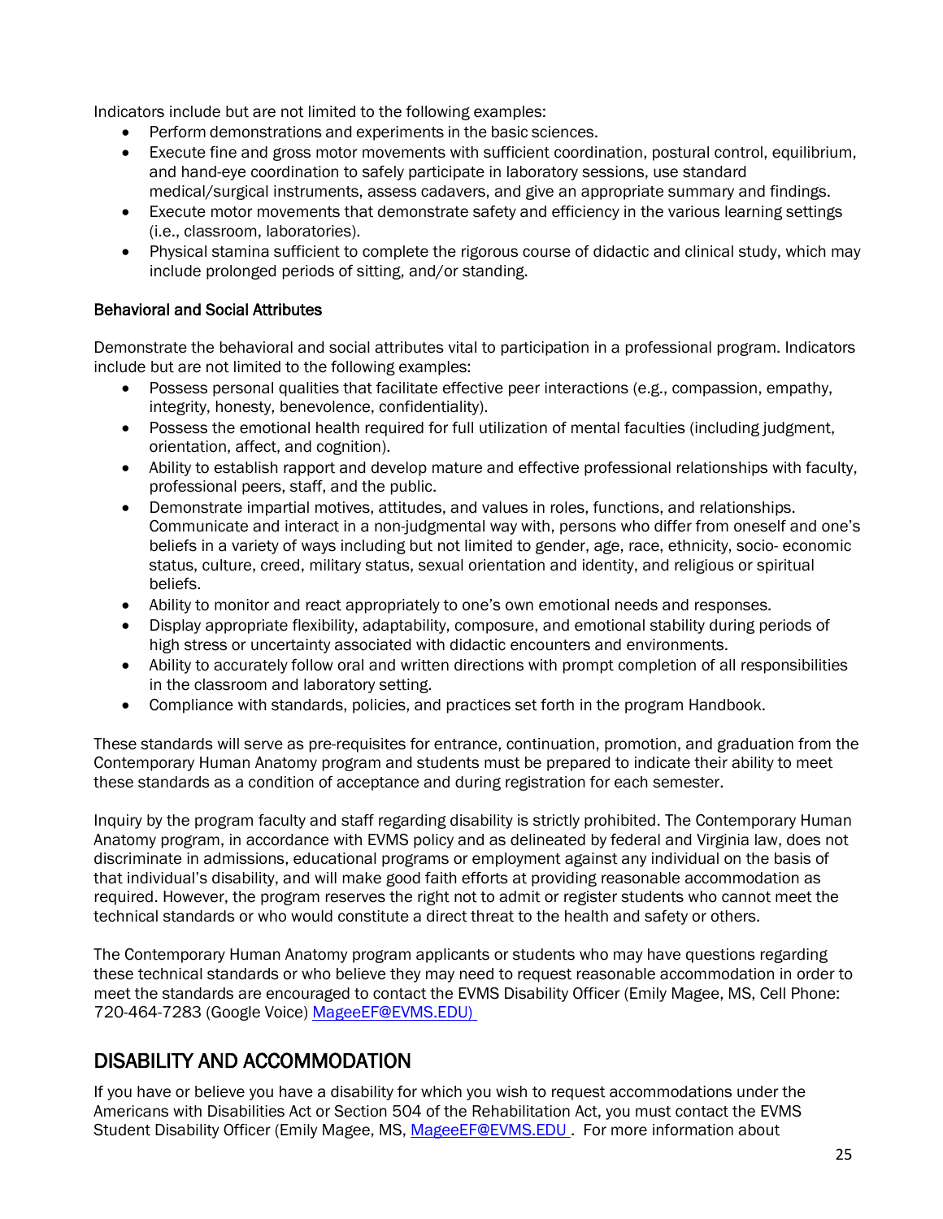Indicators include but are not limited to the following examples:

- Perform demonstrations and experiments in the basic sciences.
- Execute fine and gross motor movements with sufficient coordination, postural control, equilibrium, and hand-eye coordination to safely participate in laboratory sessions, use standard medical/surgical instruments, assess cadavers, and give an appropriate summary and findings.
- Execute motor movements that demonstrate safety and efficiency in the various learning settings (i.e., classroom, laboratories).
- Physical stamina sufficient to complete the rigorous course of didactic and clinical study, which may include prolonged periods of sitting, and/or standing.

### Behavioral and Social Attributes

Demonstrate the behavioral and social attributes vital to participation in a professional program. Indicators include but are not limited to the following examples:

- Possess personal qualities that facilitate effective peer interactions (e.g., compassion, empathy, integrity, honesty, benevolence, confidentiality).
- Possess the emotional health required for full utilization of mental faculties (including judgment, orientation, affect, and cognition).
- Ability to establish rapport and develop mature and effective professional relationships with faculty, professional peers, staff, and the public.
- Demonstrate impartial motives, attitudes, and values in roles, functions, and relationships. Communicate and interact in a non-judgmental way with, persons who differ from oneself and one's beliefs in a variety of ways including but not limited to gender, age, race, ethnicity, socio- economic status, culture, creed, military status, sexual orientation and identity, and religious or spiritual beliefs.
- Ability to monitor and react appropriately to one's own emotional needs and responses.
- Display appropriate flexibility, adaptability, composure, and emotional stability during periods of high stress or uncertainty associated with didactic encounters and environments.
- Ability to accurately follow oral and written directions with prompt completion of all responsibilities in the classroom and laboratory setting.
- Compliance with standards, policies, and practices set forth in the program Handbook.

These standards will serve as pre-requisites for entrance, continuation, promotion, and graduation from the Contemporary Human Anatomy program and students must be prepared to indicate their ability to meet these standards as a condition of acceptance and during registration for each semester.

Inquiry by the program faculty and staff regarding disability is strictly prohibited. The Contemporary Human Anatomy program, in accordance with EVMS policy and as delineated by federal and Virginia law, does not discriminate in admissions, educational programs or employment against any individual on the basis of that individual's disability, and will make good faith efforts at providing reasonable accommodation as required. However, the program reserves the right not to admit or register students who cannot meet the technical standards or who would constitute a direct threat to the health and safety or others.

The Contemporary Human Anatomy program applicants or students who may have questions regarding these technical standards or who believe they may need to request reasonable accommodation in order to meet the standards are encouraged to contact the EVMS Disability Officer (Emily Magee, MS, Cell Phone: 720-464-7283 (Google Voice) MageeEF@EVMS.EDU)

## DISABILITY AND ACCOMMODATION

If you have or believe you have a disability for which you wish to request accommodations under the Americans with Disabilities Act or Section 504 of the Rehabilitation Act, you must contact the EVMS Student Disability Officer (Emily Magee, MS, MageeEF@EVMS.EDU . For more information about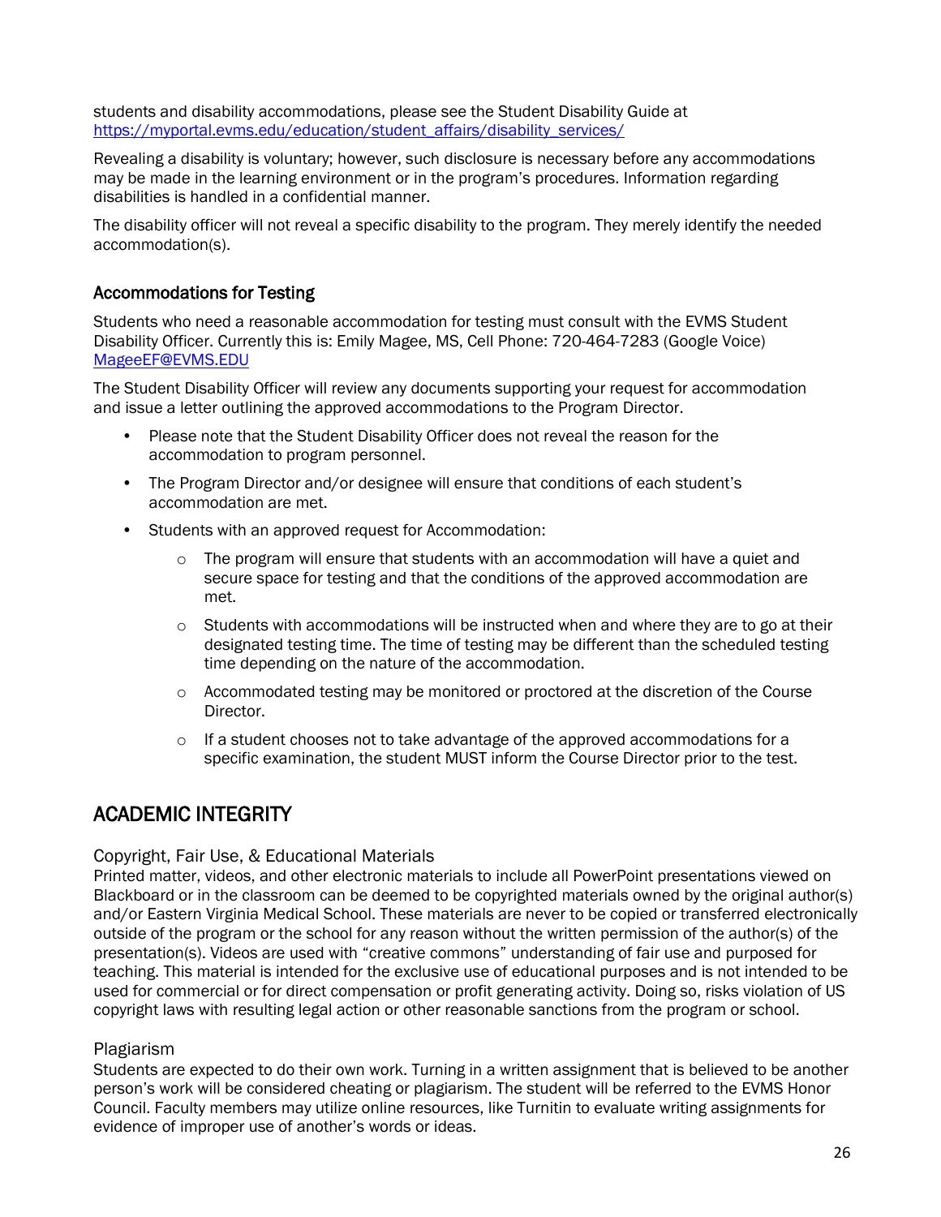students and disability accommodations, please see the Student Disability Guide at [https://myportal.evms.edu/education/student_affairs/disability_services/](https://myportal.evms.edu/education/student_affairs/disability_services/)

Revealing a disability is voluntary; however, such disclosure is necessary before any accommodations may be made in the learning environment or in the program's procedures. Information regarding disabilities is handled in a confidential manner.

The disability officer will not reveal a specific disability to the program. They merely identify the needed accommodation(s).

### Accommodations for Testing

Students who need a reasonable accommodation for testing must consult with the EVMS Student Disability Officer. Currently this is: Emily Magee, MS, Cell Phone: 720-464-7283 (Google Voice) [MageeEF@EVMS.EDU](mailto:MageeEF@EVMS.EDU)

The Student Disability Officer will review any documents supporting your request for accommodation and issue a letter outlining the approved accommodations to the Program Director.

- Please note that the Student Disability Officer does not reveal the reason for the accommodation to program personnel.
- The Program Director and/or designee will ensure that conditions of each student's accommodation are met.
- Students with an approved request for Accommodation:
    - The program will ensure that students with an accommodation will have a quiet and secure space for testing and that the conditions of the approved accommodation are met.
    - Students with accommodations will be instructed when and where they are to go at their designated testing time. The time of testing may be different than the scheduled testing time depending on the nature of the accommodation.
    - Accommodated testing may be monitored or proctored at the discretion of the Course Director.
    - If a student chooses not to take advantage of the approved accommodations for a specific examination, the student MUST inform the Course Director prior to the test.

## ACADEMIC INTEGRITY

### Copyright, Fair Use, & Educational Materials

Printed matter, videos, and other electronic materials to include all PowerPoint presentations viewed on Blackboard or in the classroom can be deemed to be copyrighted materials owned by the original author(s) and/or Eastern Virginia Medical School. These materials are never to be copied or transferred electronically outside of the program or the school for any reason without the written permission of the author(s) of the presentation(s). Videos are used with "creative commons" understanding of fair use and purposed for teaching. This material is intended for the exclusive use of educational purposes and is not intended to be used for commercial or for direct compensation or profit generating activity. Doing so, risks violation of US copyright laws with resulting legal action or other reasonable sanctions from the program or school.

### Plagiarism

Students are expected to do their own work. Turning in a written assignment that is believed to be another person's work will be considered cheating or plagiarism. The student will be referred to the EVMS Honor Council. Faculty members may utilize online resources, like Turnitin to evaluate writing assignments for evidence of improper use of another's words or ideas.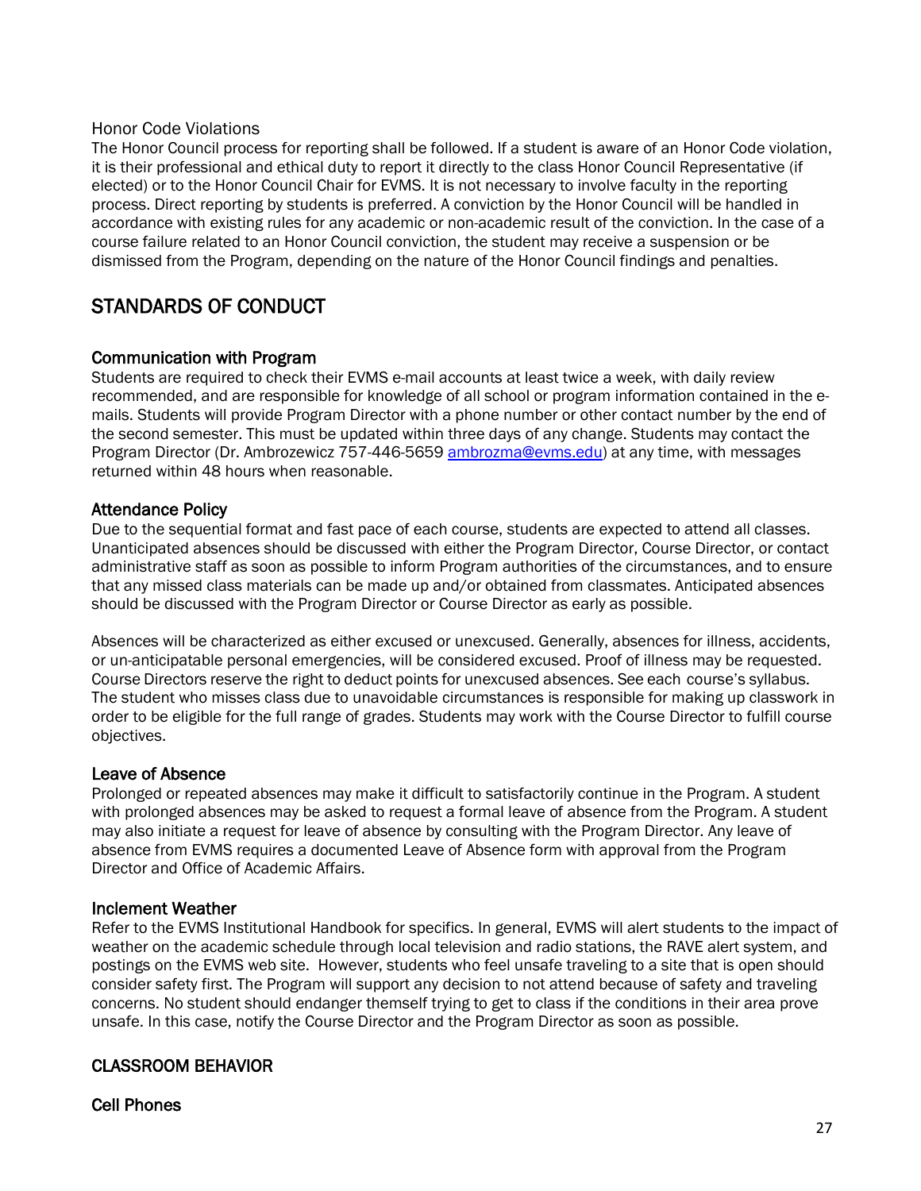### Honor Code Violations

The Honor Council process for reporting shall be followed. If a student is aware of an Honor Code violation, it is their professional and ethical duty to report it directly to the class Honor Council Representative (if elected) or to the Honor Council Chair for EVMS. It is not necessary to involve faculty in the reporting process. Direct reporting by students is preferred. A conviction by the Honor Council will be handled in accordance with existing rules for any academic or non-academic result of the conviction. In the case of a course failure related to an Honor Council conviction, the student may receive a suspension or be dismissed from the Program, depending on the nature of the Honor Council findings and penalties.

## STANDARDS OF CONDUCT

### Communication with Program

Students are required to check their EVMS e-mail accounts at least twice a week, with daily review recommended, and are responsible for knowledge of all school or program information contained in the e-mails. Students will provide Program Director with a phone number or other contact number by the end of the second semester. This must be updated within three days of any change. Students may contact the Program Director (Dr. Ambrozewicz 757-446-5659 [ambrozma@evms.edu](mailto:ambrozma@evms.edu)) at any time, with messages returned within 48 hours when reasonable.

### Attendance Policy

Due to the sequential format and fast pace of each course, students are expected to attend all classes. Unanticipated absences should be discussed with either the Program Director, Course Director, or contact administrative staff as soon as possible to inform Program authorities of the circumstances, and to ensure that any missed class materials can be made up and/or obtained from classmates. Anticipated absences should be discussed with the Program Director or Course Director as early as possible.

Absences will be characterized as either excused or unexcused. Generally, absences for illness, accidents, or un-anticipatable personal emergencies, will be considered excused. Proof of illness may be requested. Course Directors reserve the right to deduct points for unexcused absences. See each course's syllabus. The student who misses class due to unavoidable circumstances is responsible for making up classwork in order to be eligible for the full range of grades. Students may work with the Course Director to fulfill course objectives.

### Leave of Absence

Prolonged or repeated absences may make it difficult to satisfactorily continue in the Program. A student with prolonged absences may be asked to request a formal leave of absence from the Program. A student may also initiate a request for leave of absence by consulting with the Program Director. Any leave of absence from EVMS requires a documented Leave of Absence form with approval from the Program Director and Office of Academic Affairs.

### Inclement Weather

Refer to the EVMS Institutional Handbook for specifics. In general, EVMS will alert students to the impact of weather on the academic schedule through local television and radio stations, the RAVE alert system, and postings on the EVMS web site. However, students who feel unsafe traveling to a site that is open should consider safety first. The Program will support any decision to not attend because of safety and traveling concerns. No student should endanger themself trying to get to class if the conditions in their area prove unsafe. In this case, notify the Course Director and the Program Director as soon as possible.

## CLASSROOM BEHAVIOR

### Cell Phones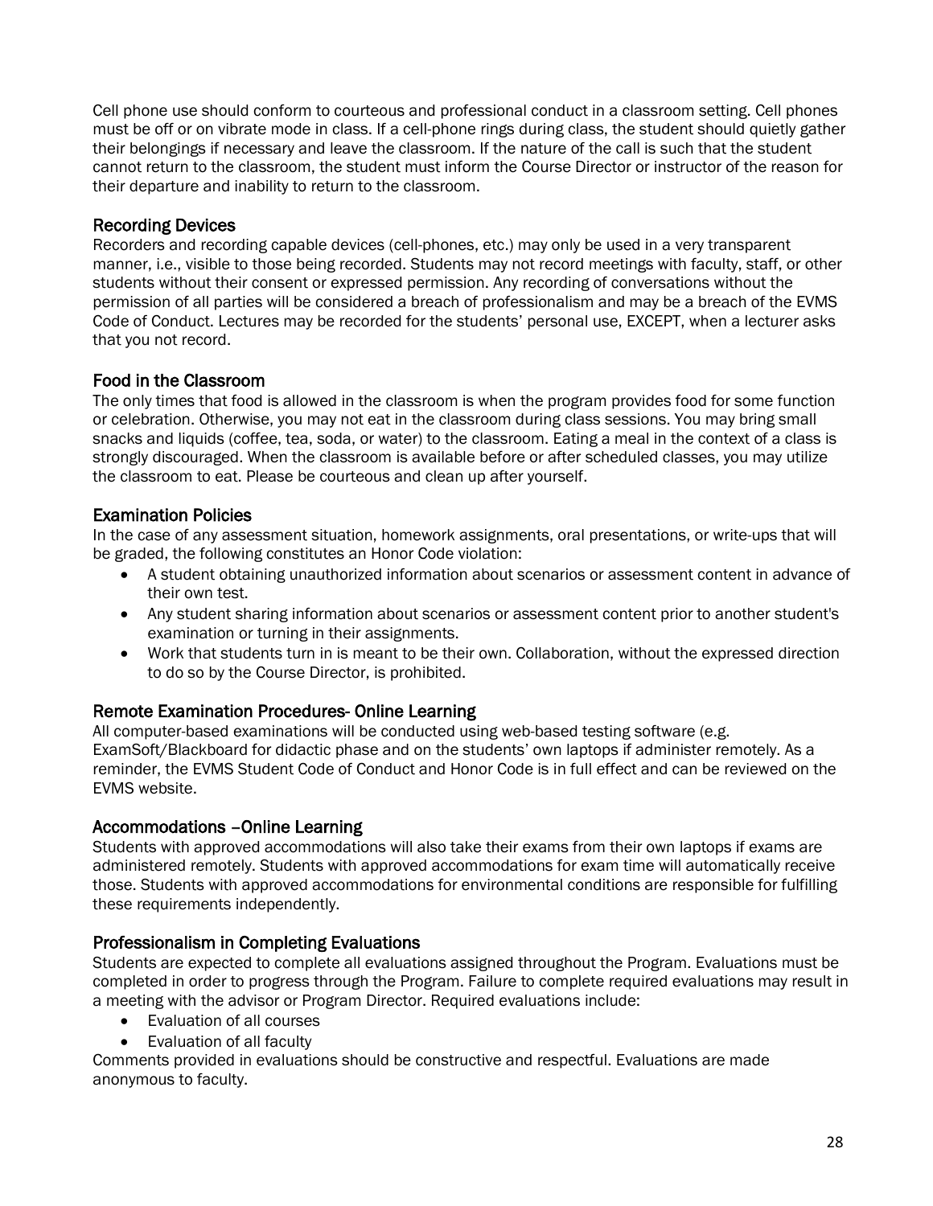Cell phone use should conform to courteous and professional conduct in a classroom setting. Cell phones must be off or on vibrate mode in class. If a cell-phone rings during class, the student should quietly gather their belongings if necessary and leave the classroom. If the nature of the call is such that the student cannot return to the classroom, the student must inform the Course Director or instructor of the reason for their departure and inability to return to the classroom.

### Recording Devices

Recorders and recording capable devices (cell-phones, etc.) may only be used in a very transparent manner, i.e., visible to those being recorded. Students may not record meetings with faculty, staff, or other students without their consent or expressed permission. Any recording of conversations without the permission of all parties will be considered a breach of professionalism and may be a breach of the EVMS Code of Conduct. Lectures may be recorded for the students' personal use, EXCEPT, when a lecturer asks that you not record.

### Food in the Classroom

The only times that food is allowed in the classroom is when the program provides food for some function or celebration. Otherwise, you may not eat in the classroom during class sessions. You may bring small snacks and liquids (coffee, tea, soda, or water) to the classroom. Eating a meal in the context of a class is strongly discouraged. When the classroom is available before or after scheduled classes, you may utilize the classroom to eat. Please be courteous and clean up after yourself.

### Examination Policies

In the case of any assessment situation, homework assignments, oral presentations, or write-ups that will be graded, the following constitutes an Honor Code violation:

- A student obtaining unauthorized information about scenarios or assessment content in advance of their own test.
- Any student sharing information about scenarios or assessment content prior to another student's examination or turning in their assignments.
- Work that students turn in is meant to be their own. Collaboration, without the expressed direction to do so by the Course Director, is prohibited.

### Remote Examination Procedures- Online Learning

All computer-based examinations will be conducted using web-based testing software (e.g. ExamSoft/Blackboard for didactic phase and on the students' own laptops if administer remotely. As a reminder, the EVMS Student Code of Conduct and Honor Code is in full effect and can be reviewed on the EVMS website.

### Accommodations –Online Learning

Students with approved accommodations will also take their exams from their own laptops if exams are administered remotely. Students with approved accommodations for exam time will automatically receive those. Students with approved accommodations for environmental conditions are responsible for fulfilling these requirements independently.

### Professionalism in Completing Evaluations

Students are expected to complete all evaluations assigned throughout the Program. Evaluations must be completed in order to progress through the Program. Failure to complete required evaluations may result in a meeting with the advisor or Program Director. Required evaluations include:

- Evaluation of all courses
- Evaluation of all faculty

Comments provided in evaluations should be constructive and respectful. Evaluations are made anonymous to faculty.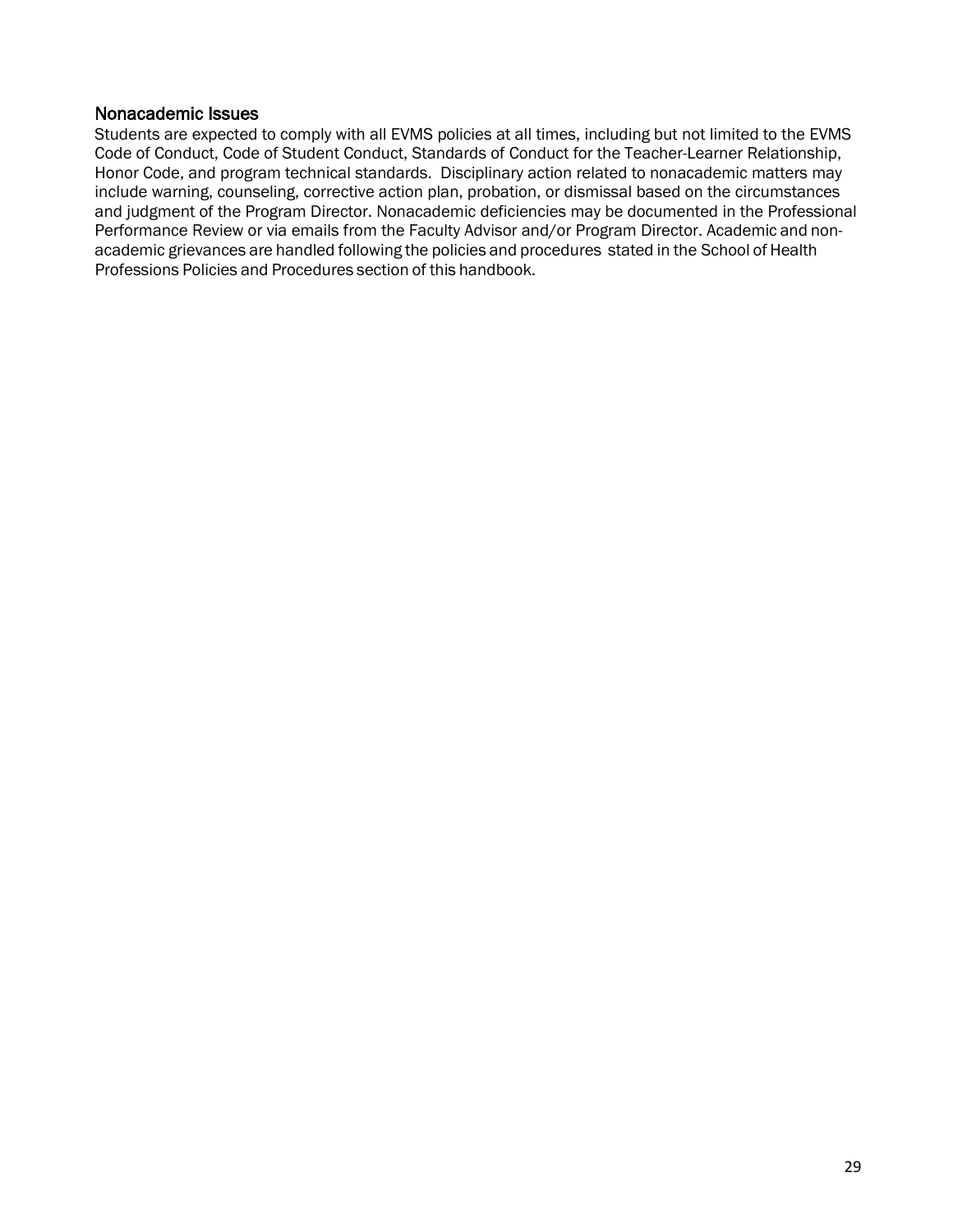## Nonacademic Issues

Students are expected to comply with all EVMS policies at all times, including but not limited to the EVMS Code of Conduct, Code of Student Conduct, Standards of Conduct for the Teacher-Learner Relationship, Honor Code, and program technical standards. Disciplinary action related to nonacademic matters may include warning, counseling, corrective action plan, probation, or dismissal based on the circumstances and judgment of the Program Director. Nonacademic deficiencies may be documented in the Professional Performance Review or via emails from the Faculty Advisor and/or Program Director. Academic and non-academic grievances are handled following the policies and procedures stated in the School of Health Professions Policies and Procedures section of this handbook.